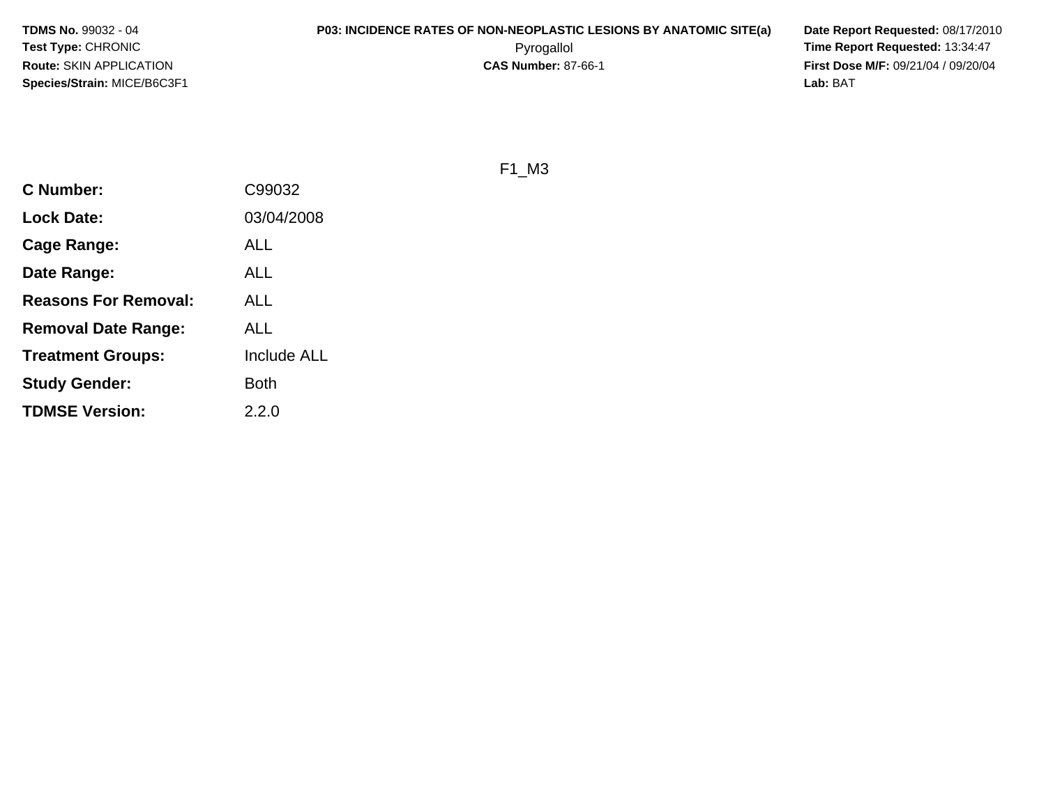**TDMS No.** 99032 - 04
**Test Type:** CHRONIC
**Route:** SKIN APPLICATION
**Species/Strain:** MICE/B6C3F1

**P03: INCIDENCE RATES OF NON-NEOPLASTIC LESIONS BY ANATOMIC SITE(a)**
Pyrogallol
**CAS Number:** 87-66-1

**Date Report Requested:** 08/17/2010
**Time Report Requested:** 13:34:47
**First Dose M/F:** 09/21/04 / 09/20/04
**Lab:** BAT

F1_M3

| | |
|---|---|
| **C Number:** | C99032 |
| **Lock Date:** | 03/04/2008 |
| **Cage Range:** | ALL |
| **Date Range:** | ALL |
| **Reasons For Removal:** | ALL |
| **Removal Date Range:** | ALL |
| **Treatment Groups:** | Include ALL |
| **Study Gender:** | Both |
| **TDMSE Version:** | 2.2.0 |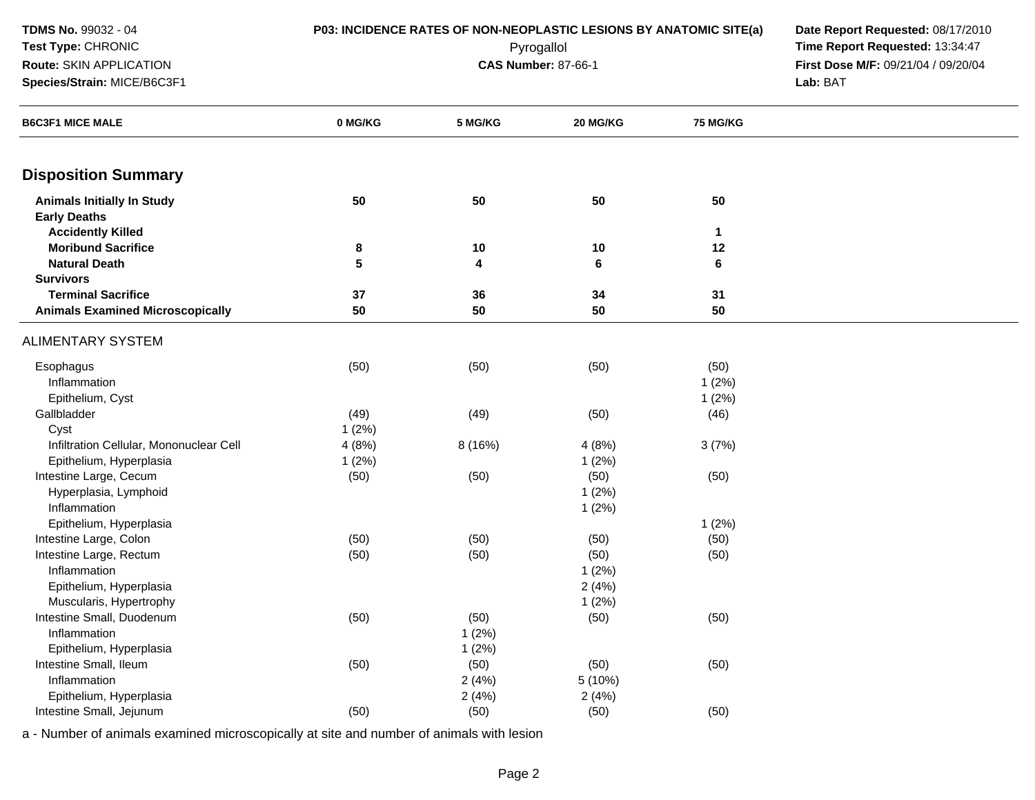**TDMS No.** 99032 - 04
**Test Type:** CHRONIC
**Route:** SKIN APPLICATION
**Species/Strain:** MICE/B6C3F1

**P03: INCIDENCE RATES OF NON-NEOPLASTIC LESIONS BY ANATOMIC SITE(a)**
Pyrogallol
**CAS Number:** 87-66-1

**Date Report Requested:** 08/17/2010
**Time Report Requested:** 13:34:47
**First Dose M/F:** 09/21/04 / 09/20/04
**Lab:** BAT

| B6C3F1 MICE MALE | 0 MG/KG | 5 MG/KG | 20 MG/KG | 75 MG/KG |
|---|---|---|---|---|
| **Disposition Summary** | | | | |
| **Animals Initially In Study** | **50** | **50** | **50** | **50** |
| **Early Deaths** | | | | |
| **Accidently Killed** | | | | **1** |
| **Moribund Sacrifice** | **8** | **10** | **10** | **12** |
| **Natural Death** | **5** | **4** | **6** | **6** |
| **Survivors** | | | | |
| **Terminal Sacrifice** | **37** | **36** | **34** | **31** |
| **Animals Examined Microscopically** | **50** | **50** | **50** | **50** |
| ALIMENTARY SYSTEM | | | | |
| Esophagus | (50) | (50) | (50) | (50) |
| Inflammation | | | | 1 (2%) |
| Epithelium, Cyst | | | | 1 (2%) |
| Gallbladder | (49) | (49) | (50) | (46) |
| Cyst | 1 (2%) | | | |
| Infiltration Cellular, Mononuclear Cell | 4 (8%) | 8 (16%) | 4 (8%) | 3 (7%) |
| Epithelium, Hyperplasia | 1 (2%) | | 1 (2%) | |
| Intestine Large, Cecum | (50) | (50) | (50) | (50) |
| Hyperplasia, Lymphoid | | | 1 (2%) | |
| Inflammation | | | 1 (2%) | |
| Epithelium, Hyperplasia | | | | 1 (2%) |
| Intestine Large, Colon | (50) | (50) | (50) | (50) |
| Intestine Large, Rectum | (50) | (50) | (50) | (50) |
| Inflammation | | | 1 (2%) | |
| Epithelium, Hyperplasia | | | 2 (4%) | |
| Muscularis, Hypertrophy | | | 1 (2%) | |
| Intestine Small, Duodenum | (50) | (50) | (50) | (50) |
| Inflammation | | 1 (2%) | | |
| Epithelium, Hyperplasia | | 1 (2%) | | |
| Intestine Small, Ileum | (50) | (50) | (50) | (50) |
| Inflammation | | 2 (4%) | 5 (10%) | |
| Epithelium, Hyperplasia | | 2 (4%) | 2 (4%) | |
| Intestine Small, Jejunum | (50) | (50) | (50) | (50) |

a - Number of animals examined microscopically at site and number of animals with lesion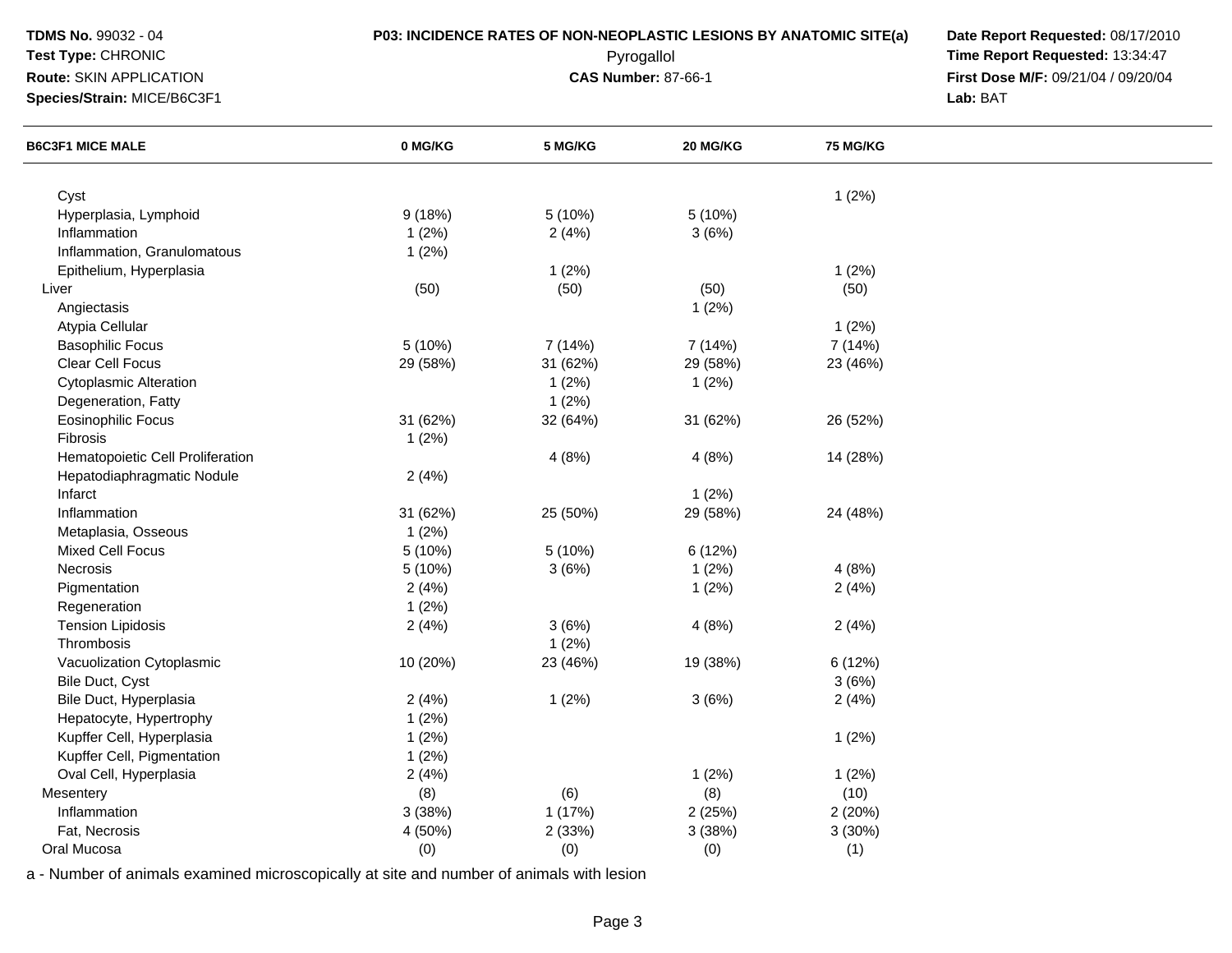**TDMS No.** 99032 - 04
**Test Type:** CHRONIC
**Route:** SKIN APPLICATION
**Species/Strain:** MICE/B6C3F1

**P03: INCIDENCE RATES OF NON-NEOPLASTIC LESIONS BY ANATOMIC SITE(a)**
Pyrogallol
**CAS Number:** 87-66-1

**Date Report Requested:** 08/17/2010
**Time Report Requested:** 13:34:47
**First Dose M/F:** 09/21/04 / 09/20/04
**Lab:** BAT

| B6C3F1 MICE MALE | 0 MG/KG | 5 MG/KG | 20 MG/KG | 75 MG/KG |
|---|---|---|---|---|
| Cyst | | | | 1 (2%) |
| Hyperplasia, Lymphoid | 9 (18%) | 5 (10%) | 5 (10%) | |
| Inflammation | 1 (2%) | 2 (4%) | 3 (6%) | |
| Inflammation, Granulomatous | 1 (2%) | | | |
| Epithelium, Hyperplasia | | 1 (2%) | | 1 (2%) |
| Liver | (50) | (50) | (50) | (50) |
| Angiectasis | | | 1 (2%) | |
| Atypia Cellular | | | | 1 (2%) |
| Basophilic Focus | 5 (10%) | 7 (14%) | 7 (14%) | 7 (14%) |
| Clear Cell Focus | 29 (58%) | 31 (62%) | 29 (58%) | 23 (46%) |
| Cytoplasmic Alteration | | 1 (2%) | 1 (2%) | |
| Degeneration, Fatty | | 1 (2%) | | |
| Eosinophilic Focus | 31 (62%) | 32 (64%) | 31 (62%) | 26 (52%) |
| Fibrosis | 1 (2%) | | | |
| Hematopoietic Cell Proliferation | | 4 (8%) | 4 (8%) | 14 (28%) |
| Hepatodiaphragmatic Nodule | 2 (4%) | | | |
| Infarct | | | 1 (2%) | |
| Inflammation | 31 (62%) | 25 (50%) | 29 (58%) | 24 (48%) |
| Metaplasia, Osseous | 1 (2%) | | | |
| Mixed Cell Focus | 5 (10%) | 5 (10%) | 6 (12%) | |
| Necrosis | 5 (10%) | 3 (6%) | 1 (2%) | 4 (8%) |
| Pigmentation | 2 (4%) | | 1 (2%) | 2 (4%) |
| Regeneration | 1 (2%) | | | |
| Tension Lipidosis | 2 (4%) | 3 (6%) | 4 (8%) | 2 (4%) |
| Thrombosis | | 1 (2%) | | |
| Vacuolization Cytoplasmic | 10 (20%) | 23 (46%) | 19 (38%) | 6 (12%) |
| Bile Duct, Cyst | | | | 3 (6%) |
| Bile Duct, Hyperplasia | 2 (4%) | 1 (2%) | 3 (6%) | 2 (4%) |
| Hepatocyte, Hypertrophy | 1 (2%) | | | |
| Kupffer Cell, Hyperplasia | 1 (2%) | | | 1 (2%) |
| Kupffer Cell, Pigmentation | 1 (2%) | | | |
| Oval Cell, Hyperplasia | 2 (4%) | | 1 (2%) | 1 (2%) |
| Mesentery | (8) | (6) | (8) | (10) |
| Inflammation | 3 (38%) | 1 (17%) | 2 (25%) | 2 (20%) |
| Fat, Necrosis | 4 (50%) | 2 (33%) | 3 (38%) | 3 (30%) |
| Oral Mucosa | (0) | (0) | (0) | (1) |

a - Number of animals examined microscopically at site and number of animals with lesion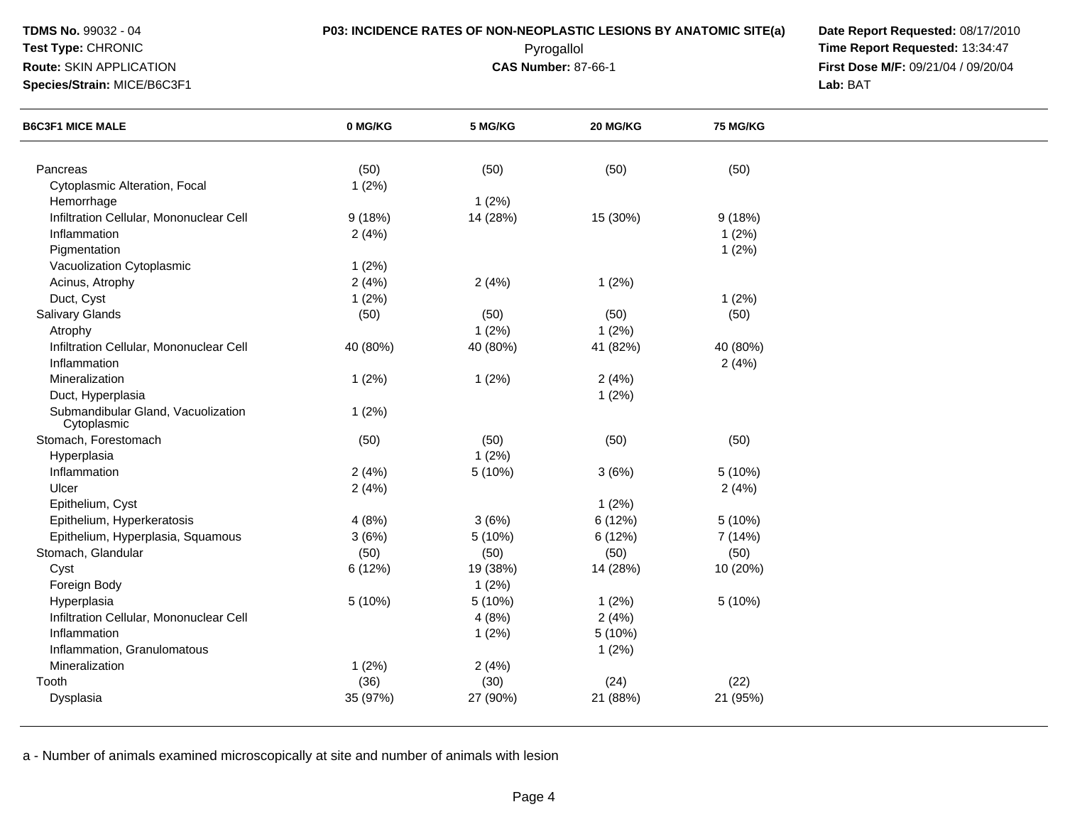**TDMS No.** 99032 - 04
**Test Type:** CHRONIC
**Route:** SKIN APPLICATION
**Species/Strain:** MICE/B6C3F1

**P03: INCIDENCE RATES OF NON-NEOPLASTIC LESIONS BY ANATOMIC SITE(a)**
Pyrogallol
**CAS Number:** 87-66-1

**Date Report Requested:** 08/17/2010
**Time Report Requested:** 13:34:47
**First Dose M/F:** 09/21/04 / 09/20/04
**Lab:** BAT

| B6C3F1 MICE MALE | 0 MG/KG | 5 MG/KG | 20 MG/KG | 75 MG/KG |
|---|---|---|---|---|
| Pancreas | (50) | (50) | (50) | (50) |
| Cytoplasmic Alteration, Focal | 1 (2%) | | | |
| Hemorrhage | | 1 (2%) | | |
| Infiltration Cellular, Mononuclear Cell | 9 (18%) | 14 (28%) | 15 (30%) | 9 (18%) |
| Inflammation | 2 (4%) | | | 1 (2%) |
| Pigmentation | | | | 1 (2%) |
| Vacuolization Cytoplasmic | 1 (2%) | | | |
| Acinus, Atrophy | 2 (4%) | 2 (4%) | 1 (2%) | |
| Duct, Cyst | 1 (2%) | | | 1 (2%) |
| Salivary Glands | (50) | (50) | (50) | (50) |
| Atrophy | | 1 (2%) | 1 (2%) | |
| Infiltration Cellular, Mononuclear Cell | 40 (80%) | 40 (80%) | 41 (82%) | 40 (80%) |
| Inflammation | | | | 2 (4%) |
| Mineralization | 1 (2%) | 1 (2%) | 2 (4%) | |
| Duct, Hyperplasia | | | 1 (2%) | |
| Submandibular Gland, Vacuolization Cytoplasmic | 1 (2%) | | | |
| Stomach, Forestomach | (50) | (50) | (50) | (50) |
| Hyperplasia | | 1 (2%) | | |
| Inflammation | 2 (4%) | 5 (10%) | 3 (6%) | 5 (10%) |
| Ulcer | 2 (4%) | | | 2 (4%) |
| Epithelium, Cyst | | | 1 (2%) | |
| Epithelium, Hyperkeratosis | 4 (8%) | 3 (6%) | 6 (12%) | 5 (10%) |
| Epithelium, Hyperplasia, Squamous | 3 (6%) | 5 (10%) | 6 (12%) | 7 (14%) |
| Stomach, Glandular | (50) | (50) | (50) | (50) |
| Cyst | 6 (12%) | 19 (38%) | 14 (28%) | 10 (20%) |
| Foreign Body | | 1 (2%) | | |
| Hyperplasia | 5 (10%) | 5 (10%) | 1 (2%) | 5 (10%) |
| Infiltration Cellular, Mononuclear Cell | | 4 (8%) | 2 (4%) | |
| Inflammation | | 1 (2%) | 5 (10%) | |
| Inflammation, Granulomatous | | | 1 (2%) | |
| Mineralization | 1 (2%) | 2 (4%) | | |
| Tooth | (36) | (30) | (24) | (22) |
| Dysplasia | 35 (97%) | 27 (90%) | 21 (88%) | 21 (95%) |

a - Number of animals examined microscopically at site and number of animals with lesion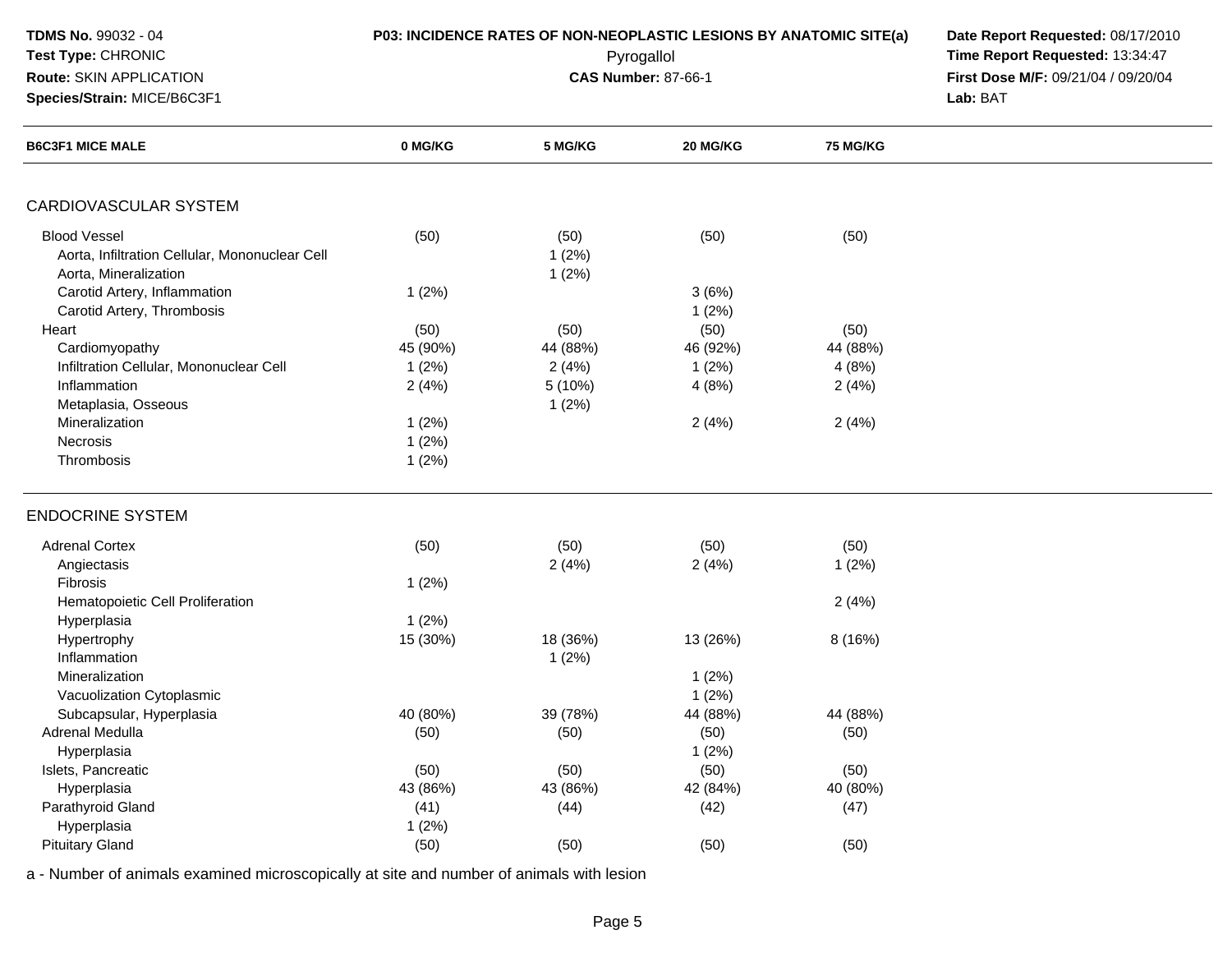**TDMS No.** 99032 - 04
**Test Type:** CHRONIC
**Route:** SKIN APPLICATION
**Species/Strain:** MICE/B6C3F1

**P03: INCIDENCE RATES OF NON-NEOPLASTIC LESIONS BY ANATOMIC SITE(a)**
Pyrogallol
**CAS Number:** 87-66-1

**Date Report Requested:** 08/17/2010
**Time Report Requested:** 13:34:47
**First Dose M/F:** 09/21/04 / 09/20/04
**Lab:** BAT

| B6C3F1 MICE MALE | 0 MG/KG | 5 MG/KG | 20 MG/KG | 75 MG/KG |
|---|---|---|---|---|
| **CARDIOVASCULAR SYSTEM** | | | | |
| Blood Vessel | (50) | (50) | (50) | (50) |
| Aorta, Infiltration Cellular, Mononuclear Cell | | 1 (2%) | | |
| Aorta, Mineralization | | 1 (2%) | | |
| Carotid Artery, Inflammation | 1 (2%) | | 3 (6%) | |
| Carotid Artery, Thrombosis | | | 1 (2%) | |
| Heart | (50) | (50) | (50) | (50) |
| Cardiomyopathy | 45 (90%) | 44 (88%) | 46 (92%) | 44 (88%) |
| Infiltration Cellular, Mononuclear Cell | 1 (2%) | 2 (4%) | 1 (2%) | 4 (8%) |
| Inflammation | 2 (4%) | 5 (10%) | 4 (8%) | 2 (4%) |
| Metaplasia, Osseous | | 1 (2%) | | |
| Mineralization | 1 (2%) | | 2 (4%) | 2 (4%) |
| Necrosis | 1 (2%) | | | |
| Thrombosis | 1 (2%) | | | |
| **ENDOCRINE SYSTEM** | | | | |
| Adrenal Cortex | (50) | (50) | (50) | (50) |
| Angiectasis | | 2 (4%) | 2 (4%) | 1 (2%) |
| Fibrosis | 1 (2%) | | | |
| Hematopoietic Cell Proliferation | | | | 2 (4%) |
| Hyperplasia | 1 (2%) | | | |
| Hypertrophy | 15 (30%) | 18 (36%) | 13 (26%) | 8 (16%) |
| Inflammation | | 1 (2%) | | |
| Mineralization | | | 1 (2%) | |
| Vacuolization Cytoplasmic | | | 1 (2%) | |
| Subcapsular, Hyperplasia | 40 (80%) | 39 (78%) | 44 (88%) | 44 (88%) |
| Adrenal Medulla | (50) | (50) | (50) | (50) |
| Hyperplasia | | | 1 (2%) | |
| Islets, Pancreatic | (50) | (50) | (50) | (50) |
| Hyperplasia | 43 (86%) | 43 (86%) | 42 (84%) | 40 (80%) |
| Parathyroid Gland | (41) | (44) | (42) | (47) |
| Hyperplasia | 1 (2%) | | | |
| Pituitary Gland | (50) | (50) | (50) | (50) |

a - Number of animals examined microscopically at site and number of animals with lesion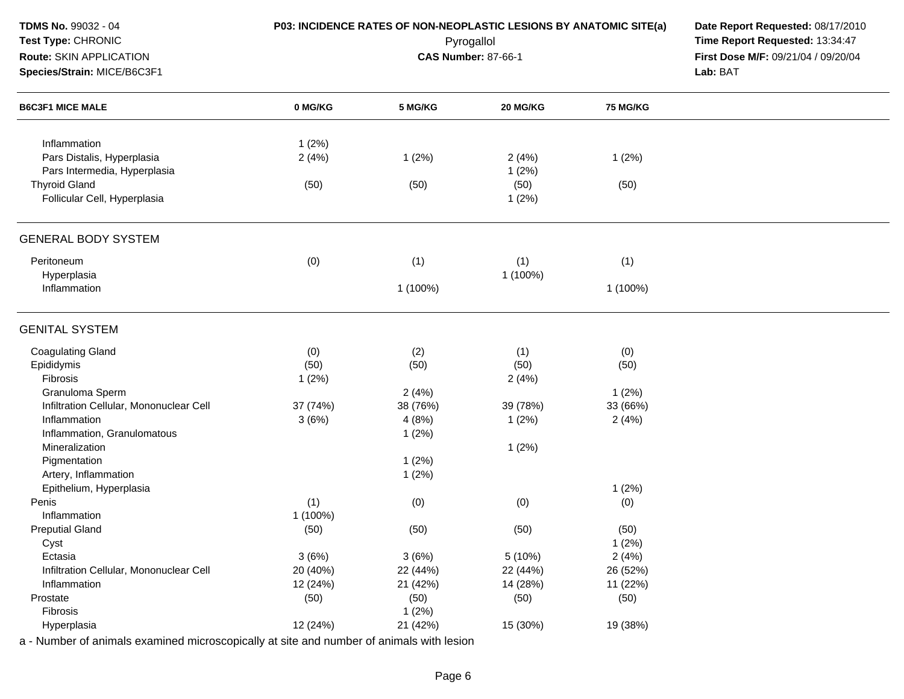**TDMS No.** 99032 - 04
**Test Type:** CHRONIC
**Route:** SKIN APPLICATION
**Species/Strain:** MICE/B6C3F1

**P03: INCIDENCE RATES OF NON-NEOPLASTIC LESIONS BY ANATOMIC SITE(a)**
Pyrogallol
**CAS Number:** 87-66-1

**Date Report Requested:** 08/17/2010
**Time Report Requested:** 13:34:47
**First Dose M/F:** 09/21/04 / 09/20/04
**Lab:** BAT

| B6C3F1 MICE MALE | 0 MG/KG | 5 MG/KG | 20 MG/KG | 75 MG/KG |
|---|---|---|---|---|
| Inflammation | 1 (2%) | | | |
| Pars Distalis, Hyperplasia | 2 (4%) | 1 (2%) | 2 (4%) | 1 (2%) |
| Pars Intermedia, Hyperplasia | | | 1 (2%) | |
| Thyroid Gland | (50) | (50) | (50) | (50) |
| Follicular Cell, Hyperplasia | | | 1 (2%) | |
| **GENERAL BODY SYSTEM** | | | | |
| Peritoneum | (0) | (1) | (1) | (1) |
| Hyperplasia | | | 1 (100%) | |
| Inflammation | | 1 (100%) | | 1 (100%) |
| **GENITAL SYSTEM** | | | | |
| Coagulating Gland | (0) | (2) | (1) | (0) |
| Epididymis | (50) | (50) | (50) | (50) |
| Fibrosis | 1 (2%) | | 2 (4%) | |
| Granuloma Sperm | | 2 (4%) | | 1 (2%) |
| Infiltration Cellular, Mononuclear Cell | 37 (74%) | 38 (76%) | 39 (78%) | 33 (66%) |
| Inflammation | 3 (6%) | 4 (8%) | 1 (2%) | 2 (4%) |
| Inflammation, Granulomatous | | 1 (2%) | | |
| Mineralization | | | 1 (2%) | |
| Pigmentation | | 1 (2%) | | |
| Artery, Inflammation | | 1 (2%) | | |
| Epithelium, Hyperplasia | | | | 1 (2%) |
| Penis | (1) | (0) | (0) | (0) |
| Inflammation | 1 (100%) | | | |
| Preputial Gland | (50) | (50) | (50) | (50) |
| Cyst | | | | 1 (2%) |
| Ectasia | 3 (6%) | 3 (6%) | 5 (10%) | 2 (4%) |
| Infiltration Cellular, Mononuclear Cell | 20 (40%) | 22 (44%) | 22 (44%) | 26 (52%) |
| Inflammation | 12 (24%) | 21 (42%) | 14 (28%) | 11 (22%) |
| Prostate | (50) | (50) | (50) | (50) |
| Fibrosis | | 1 (2%) | | |
| Hyperplasia | 12 (24%) | 21 (42%) | 15 (30%) | 19 (38%) |

a - Number of animals examined microscopically at site and number of animals with lesion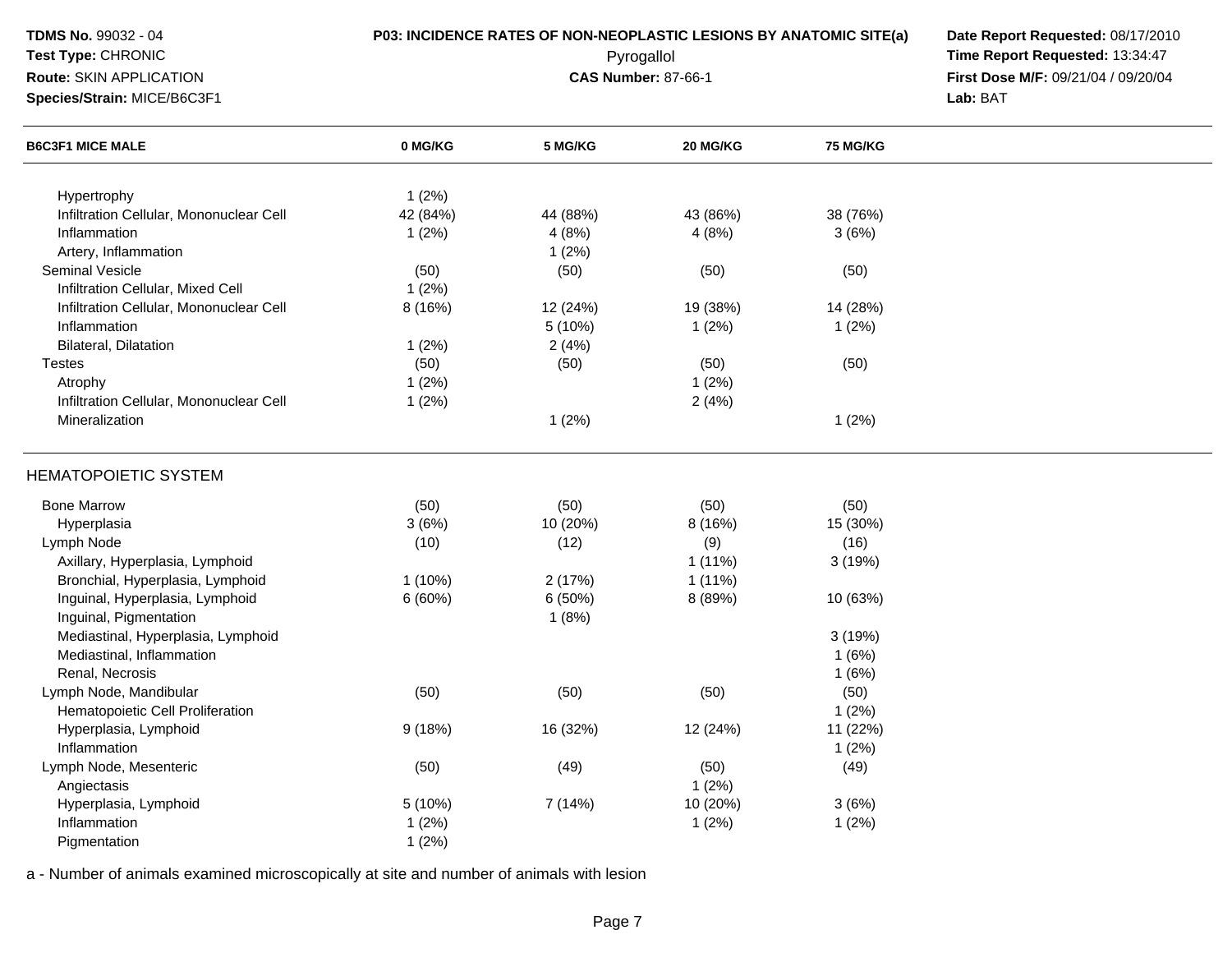**TDMS No.** 99032 - 04
**Test Type:** CHRONIC
**Route:** SKIN APPLICATION
**Species/Strain:** MICE/B6C3F1

**P03: INCIDENCE RATES OF NON-NEOPLASTIC LESIONS BY ANATOMIC SITE(a)**
Pyrogallol
**CAS Number:** 87-66-1

**Date Report Requested:** 08/17/2010
**Time Report Requested:** 13:34:47
**First Dose M/F:** 09/21/04 / 09/20/04
**Lab:** BAT

| B6C3F1 MICE MALE | 0 MG/KG | 5 MG/KG | 20 MG/KG | 75 MG/KG |
|---|---|---|---|---|
| Hypertrophy | 1 (2%) | | | |
| Infiltration Cellular, Mononuclear Cell | 42 (84%) | 44 (88%) | 43 (86%) | 38 (76%) |
| Inflammation | 1 (2%) | 4 (8%) | 4 (8%) | 3 (6%) |
| Artery, Inflammation | | 1 (2%) | | |
| Seminal Vesicle | (50) | (50) | (50) | (50) |
| Infiltration Cellular, Mixed Cell | 1 (2%) | | | |
| Infiltration Cellular, Mononuclear Cell | 8 (16%) | 12 (24%) | 19 (38%) | 14 (28%) |
| Inflammation | | 5 (10%) | 1 (2%) | 1 (2%) |
| Bilateral, Dilatation | 1 (2%) | 2 (4%) | | |
| Testes | (50) | (50) | (50) | (50) |
| Atrophy | 1 (2%) | | 1 (2%) | |
| Infiltration Cellular, Mononuclear Cell | 1 (2%) | | 2 (4%) | |
| Mineralization | | 1 (2%) | | 1 (2%) |
| **HEMATOPOIETIC SYSTEM** | | | | |
| Bone Marrow | (50) | (50) | (50) | (50) |
| Hyperplasia | 3 (6%) | 10 (20%) | 8 (16%) | 15 (30%) |
| Lymph Node | (10) | (12) | (9) | (16) |
| Axillary, Hyperplasia, Lymphoid | | | 1 (11%) | 3 (19%) |
| Bronchial, Hyperplasia, Lymphoid | 1 (10%) | 2 (17%) | 1 (11%) | |
| Inguinal, Hyperplasia, Lymphoid | 6 (60%) | 6 (50%) | 8 (89%) | 10 (63%) |
| Inguinal, Pigmentation | | 1 (8%) | | |
| Mediastinal, Hyperplasia, Lymphoid | | | | 3 (19%) |
| Mediastinal, Inflammation | | | | 1 (6%) |
| Renal, Necrosis | | | | 1 (6%) |
| Lymph Node, Mandibular | (50) | (50) | (50) | (50) |
| Hematopoietic Cell Proliferation | | | | 1 (2%) |
| Hyperplasia, Lymphoid | 9 (18%) | 16 (32%) | 12 (24%) | 11 (22%) |
| Inflammation | | | | 1 (2%) |
| Lymph Node, Mesenteric | (50) | (49) | (50) | (49) |
| Angiectasis | | | 1 (2%) | |
| Hyperplasia, Lymphoid | 5 (10%) | 7 (14%) | 10 (20%) | 3 (6%) |
| Inflammation | 1 (2%) | | 1 (2%) | 1 (2%) |
| Pigmentation | 1 (2%) | | | |

a - Number of animals examined microscopically at site and number of animals with lesion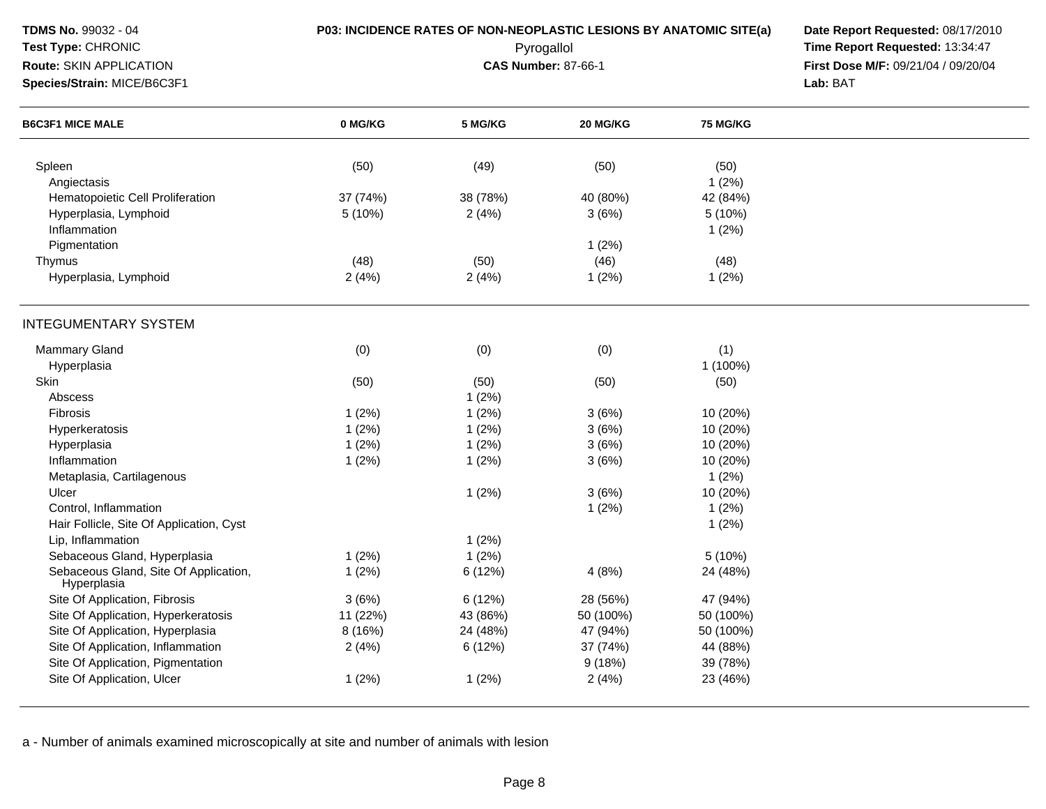**TDMS No.** 99032 - 04
**Test Type:** CHRONIC
**Route:** SKIN APPLICATION
**Species/Strain:** MICE/B6C3F1

**P03: INCIDENCE RATES OF NON-NEOPLASTIC LESIONS BY ANATOMIC SITE(a)**
Pyrogallol
**CAS Number:** 87-66-1

**Date Report Requested:** 08/17/2010
**Time Report Requested:** 13:34:47
**First Dose M/F:** 09/21/04 / 09/20/04
**Lab:** BAT

| B6C3F1 MICE MALE | 0 MG/KG | 5 MG/KG | 20 MG/KG | 75 MG/KG |
|---|---|---|---|---|
| Spleen | (50) | (49) | (50) | (50) |
| Angiectasis | | | | 1 (2%) |
| Hematopoietic Cell Proliferation | 37 (74%) | 38 (78%) | 40 (80%) | 42 (84%) |
| Hyperplasia, Lymphoid | 5 (10%) | 2 (4%) | 3 (6%) | 5 (10%) |
| Inflammation | | | | 1 (2%) |
| Pigmentation | | | 1 (2%) | |
| Thymus | (48) | (50) | (46) | (48) |
| Hyperplasia, Lymphoid | 2 (4%) | 2 (4%) | 1 (2%) | 1 (2%) |
| **INTEGUMENTARY SYSTEM** | | | | |
| Mammary Gland | (0) | (0) | (0) | (1) |
| Hyperplasia | | | | 1 (100%) |
| Skin | (50) | (50) | (50) | (50) |
| Abscess | | 1 (2%) | | |
| Fibrosis | 1 (2%) | 1 (2%) | 3 (6%) | 10 (20%) |
| Hyperkeratosis | 1 (2%) | 1 (2%) | 3 (6%) | 10 (20%) |
| Hyperplasia | 1 (2%) | 1 (2%) | 3 (6%) | 10 (20%) |
| Inflammation | 1 (2%) | 1 (2%) | 3 (6%) | 10 (20%) |
| Metaplasia, Cartilagenous | | | | 1 (2%) |
| Ulcer | | 1 (2%) | 3 (6%) | 10 (20%) |
| Control, Inflammation | | | 1 (2%) | 1 (2%) |
| Hair Follicle, Site Of Application, Cyst | | | | 1 (2%) |
| Lip, Inflammation | | 1 (2%) | | |
| Sebaceous Gland, Hyperplasia | 1 (2%) | 1 (2%) | | 5 (10%) |
| Sebaceous Gland, Site Of Application, Hyperplasia | 1 (2%) | 6 (12%) | 4 (8%) | 24 (48%) |
| Site Of Application, Fibrosis | 3 (6%) | 6 (12%) | 28 (56%) | 47 (94%) |
| Site Of Application, Hyperkeratosis | 11 (22%) | 43 (86%) | 50 (100%) | 50 (100%) |
| Site Of Application, Hyperplasia | 8 (16%) | 24 (48%) | 47 (94%) | 50 (100%) |
| Site Of Application, Inflammation | 2 (4%) | 6 (12%) | 37 (74%) | 44 (88%) |
| Site Of Application, Pigmentation | | | 9 (18%) | 39 (78%) |
| Site Of Application, Ulcer | 1 (2%) | 1 (2%) | 2 (4%) | 23 (46%) |

a - Number of animals examined microscopically at site and number of animals with lesion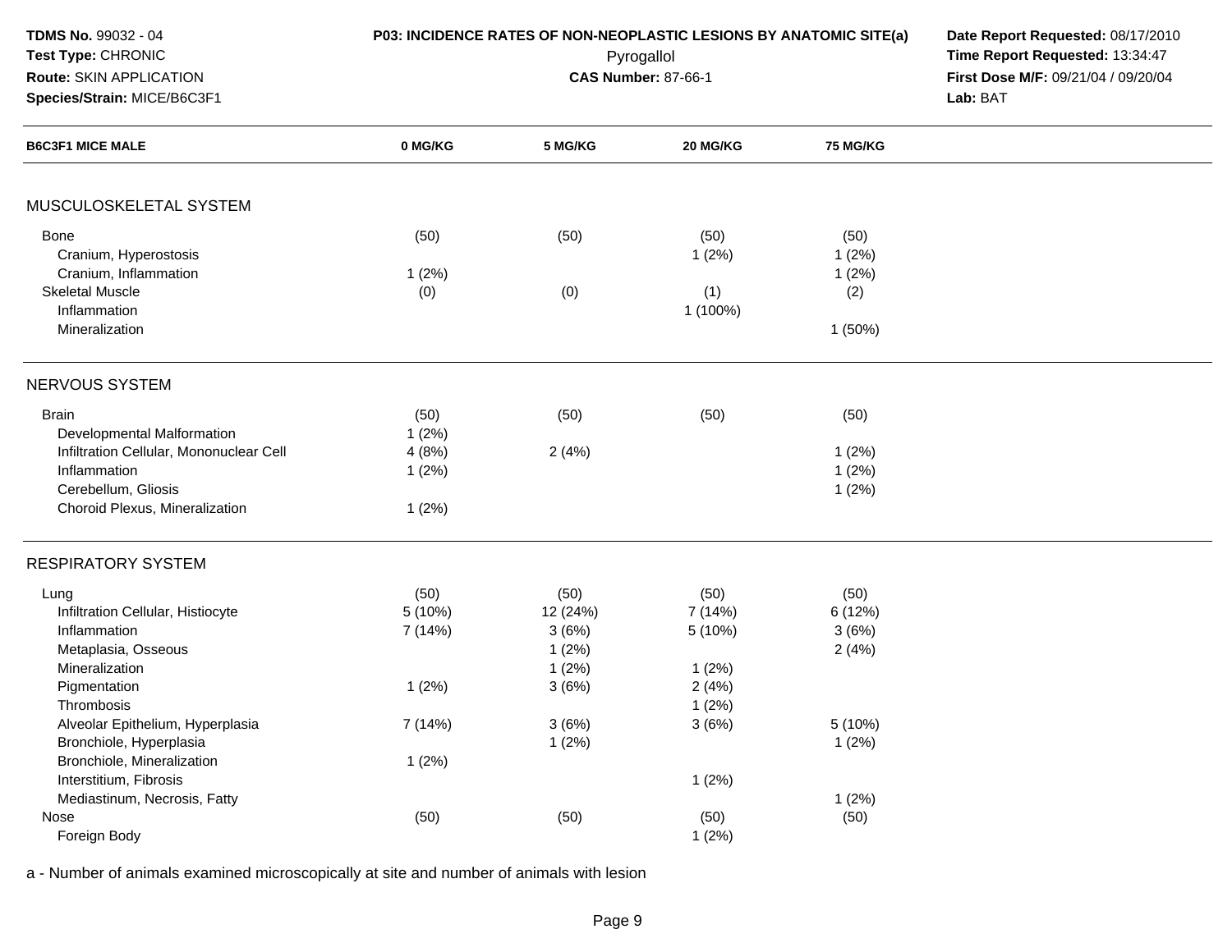**TDMS No.** 99032 - 04
**Test Type:** CHRONIC
**Route:** SKIN APPLICATION
**Species/Strain:** MICE/B6C3F1

**P03: INCIDENCE RATES OF NON-NEOPLASTIC LESIONS BY ANATOMIC SITE(a)**
Pyrogallol
**CAS Number:** 87-66-1

**Date Report Requested:** 08/17/2010
**Time Report Requested:** 13:34:47
**First Dose M/F:** 09/21/04 / 09/20/04
**Lab:** BAT

| B6C3F1 MICE MALE | 0 MG/KG | 5 MG/KG | 20 MG/KG | 75 MG/KG |
|---|---|---|---|---|
| **MUSCULOSKELETAL SYSTEM** | | | | |
| Bone | (50) | (50) | (50) | (50) |
| Cranium, Hyperostosis | | | 1 (2%) | 1 (2%) |
| Cranium, Inflammation | 1 (2%) | | | 1 (2%) |
| Skeletal Muscle | (0) | (0) | (1) | (2) |
| Inflammation | | | 1 (100%) | |
| Mineralization | | | | 1 (50%) |
| **NERVOUS SYSTEM** | | | | |
| Brain | (50) | (50) | (50) | (50) |
| Developmental Malformation | 1 (2%) | | | |
| Infiltration Cellular, Mononuclear Cell | 4 (8%) | 2 (4%) | | 1 (2%) |
| Inflammation | 1 (2%) | | | 1 (2%) |
| Cerebellum, Gliosis | | | | 1 (2%) |
| Choroid Plexus, Mineralization | 1 (2%) | | | |
| **RESPIRATORY SYSTEM** | | | | |
| Lung | (50) | (50) | (50) | (50) |
| Infiltration Cellular, Histiocyte | 5 (10%) | 12 (24%) | 7 (14%) | 6 (12%) |
| Inflammation | 7 (14%) | 3 (6%) | 5 (10%) | 3 (6%) |
| Metaplasia, Osseous | | 1 (2%) | | 2 (4%) |
| Mineralization | | 1 (2%) | 1 (2%) | |
| Pigmentation | 1 (2%) | 3 (6%) | 2 (4%) | |
| Thrombosis | | | 1 (2%) | |
| Alveolar Epithelium, Hyperplasia | 7 (14%) | 3 (6%) | 3 (6%) | 5 (10%) |
| Bronchiole, Hyperplasia | | 1 (2%) | | 1 (2%) |
| Bronchiole, Mineralization | 1 (2%) | | | |
| Interstitium, Fibrosis | | | 1 (2%) | |
| Mediastinum, Necrosis, Fatty | | | | 1 (2%) |
| Nose | (50) | (50) | (50) | (50) |
| Foreign Body | | | 1 (2%) | |

a - Number of animals examined microscopically at site and number of animals with lesion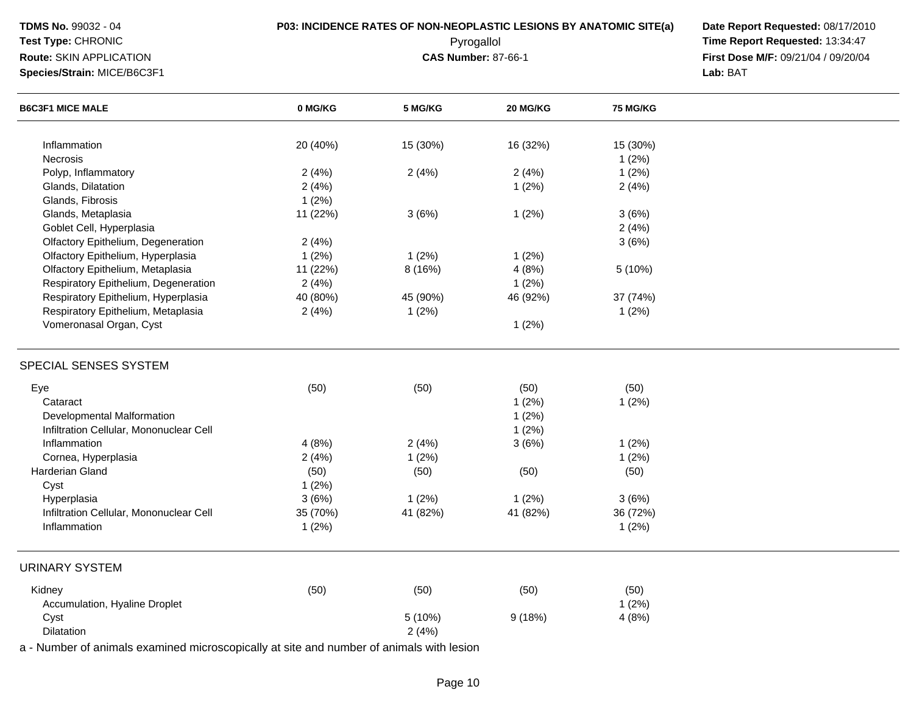**TDMS No.** 99032 - 04
**Test Type:** CHRONIC
**Route:** SKIN APPLICATION
**Species/Strain:** MICE/B6C3F1

**P03: INCIDENCE RATES OF NON-NEOPLASTIC LESIONS BY ANATOMIC SITE(a)**
Pyrogallol
**CAS Number:** 87-66-1

**Date Report Requested:** 08/17/2010
**Time Report Requested:** 13:34:47
**First Dose M/F:** 09/21/04 / 09/20/04
**Lab:** BAT

| B6C3F1 MICE MALE | 0 MG/KG | 5 MG/KG | 20 MG/KG | 75 MG/KG |
|---|---|---|---|---|
| Inflammation | 20 (40%) | 15 (30%) | 16 (32%) | 15 (30%) |
| Necrosis | | | | 1 (2%) |
| Polyp, Inflammatory | 2 (4%) | 2 (4%) | 2 (4%) | 1 (2%) |
| Glands, Dilatation | 2 (4%) | | 1 (2%) | 2 (4%) |
| Glands, Fibrosis | 1 (2%) | | | |
| Glands, Metaplasia | 11 (22%) | 3 (6%) | 1 (2%) | 3 (6%) |
| Goblet Cell, Hyperplasia | | | | 2 (4%) |
| Olfactory Epithelium, Degeneration | 2 (4%) | | | 3 (6%) |
| Olfactory Epithelium, Hyperplasia | 1 (2%) | 1 (2%) | 1 (2%) | |
| Olfactory Epithelium, Metaplasia | 11 (22%) | 8 (16%) | 4 (8%) | 5 (10%) |
| Respiratory Epithelium, Degeneration | 2 (4%) | | 1 (2%) | |
| Respiratory Epithelium, Hyperplasia | 40 (80%) | 45 (90%) | 46 (92%) | 37 (74%) |
| Respiratory Epithelium, Metaplasia | 2 (4%) | 1 (2%) | | 1 (2%) |
| Vomeronasal Organ, Cyst | | | 1 (2%) | |
| **SPECIAL SENSES SYSTEM** | | | | |
| Eye | (50) | (50) | (50) | (50) |
| Cataract | | | 1 (2%) | 1 (2%) |
| Developmental Malformation | | | 1 (2%) | |
| Infiltration Cellular, Mononuclear Cell | | | 1 (2%) | |
| Inflammation | 4 (8%) | 2 (4%) | 3 (6%) | 1 (2%) |
| Cornea, Hyperplasia | 2 (4%) | 1 (2%) | | 1 (2%) |
| Harderian Gland | (50) | (50) | (50) | (50) |
| Cyst | 1 (2%) | | | |
| Hyperplasia | 3 (6%) | 1 (2%) | 1 (2%) | 3 (6%) |
| Infiltration Cellular, Mononuclear Cell | 35 (70%) | 41 (82%) | 41 (82%) | 36 (72%) |
| Inflammation | 1 (2%) | | | 1 (2%) |
| **URINARY SYSTEM** | | | | |
| Kidney | (50) | (50) | (50) | (50) |
| Accumulation, Hyaline Droplet | | | | 1 (2%) |
| Cyst | | 5 (10%) | 9 (18%) | 4 (8%) |
| Dilatation | | 2 (4%) | | |

a - Number of animals examined microscopically at site and number of animals with lesion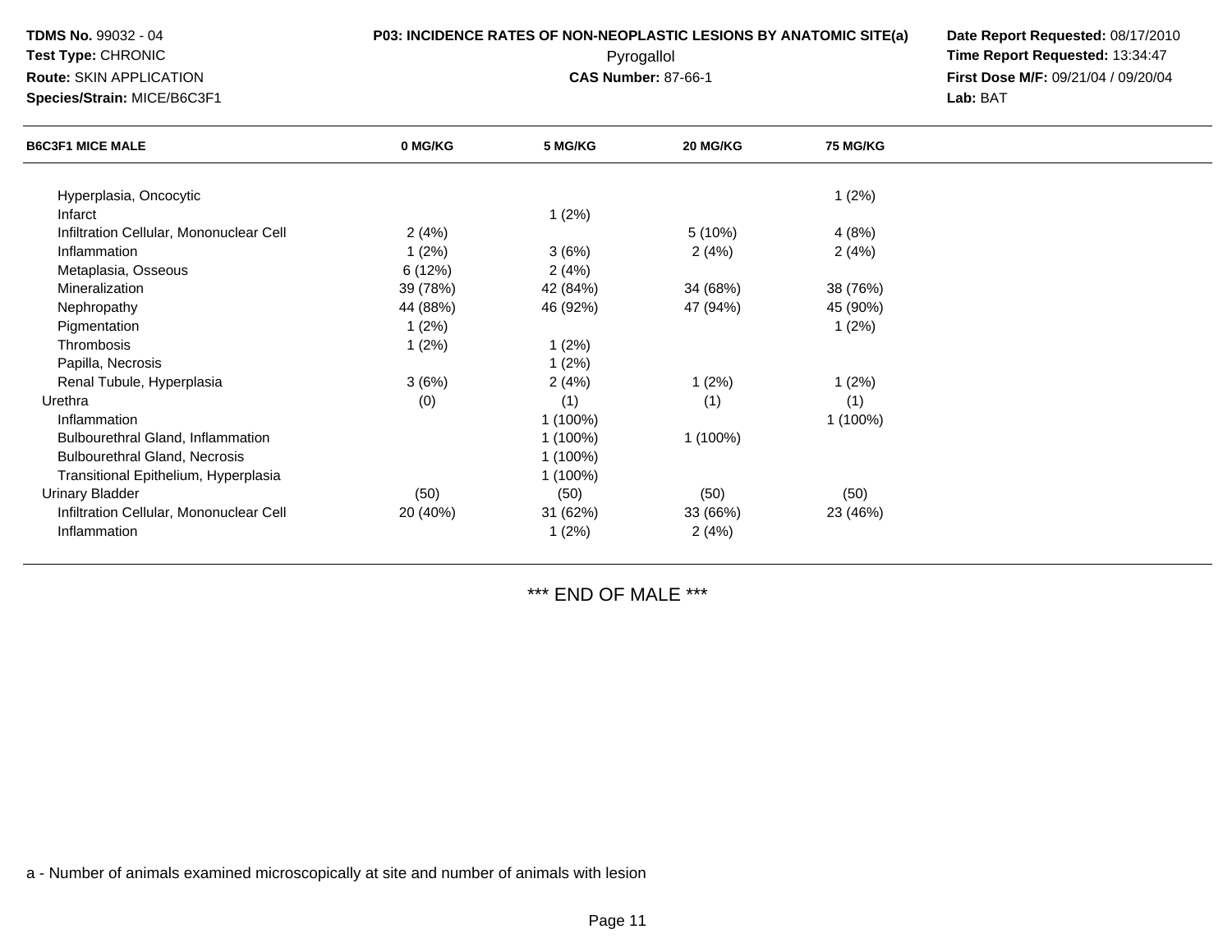**TDMS No.** 99032 - 04
**Test Type:** CHRONIC
**Route:** SKIN APPLICATION
**Species/Strain:** MICE/B6C3F1

**P03: INCIDENCE RATES OF NON-NEOPLASTIC LESIONS BY ANATOMIC SITE(a)**
Pyrogallol
**CAS Number:** 87-66-1

**Date Report Requested:** 08/17/2010
**Time Report Requested:** 13:34:47
**First Dose M/F:** 09/21/04 / 09/20/04
**Lab:** BAT

| B6C3F1 MICE MALE | 0 MG/KG | 5 MG/KG | 20 MG/KG | 75 MG/KG |
|---|---|---|---|---|
| Hyperplasia, Oncocytic | | | | 1 (2%) |
| Infarct | | 1 (2%) | | |
| Infiltration Cellular, Mononuclear Cell | 2 (4%) | | 5 (10%) | 4 (8%) |
| Inflammation | 1 (2%) | 3 (6%) | 2 (4%) | 2 (4%) |
| Metaplasia, Osseous | 6 (12%) | 2 (4%) | | |
| Mineralization | 39 (78%) | 42 (84%) | 34 (68%) | 38 (76%) |
| Nephropathy | 44 (88%) | 46 (92%) | 47 (94%) | 45 (90%) |
| Pigmentation | 1 (2%) | | | 1 (2%) |
| Thrombosis | 1 (2%) | 1 (2%) | | |
| Papilla, Necrosis | | 1 (2%) | | |
| Renal Tubule, Hyperplasia | 3 (6%) | 2 (4%) | 1 (2%) | 1 (2%) |
| Urethra | (0) | (1) | (1) | (1) |
| Inflammation | | 1 (100%) | | 1 (100%) |
| Bulbourethral Gland, Inflammation | | 1 (100%) | 1 (100%) | |
| Bulbourethral Gland, Necrosis | | 1 (100%) | | |
| Transitional Epithelium, Hyperplasia | | 1 (100%) | | |
| Urinary Bladder | (50) | (50) | (50) | (50) |
| Infiltration Cellular, Mononuclear Cell | 20 (40%) | 31 (62%) | 33 (66%) | 23 (46%) |
| Inflammation | | 1 (2%) | 2 (4%) | |

*** END OF MALE ***

a - Number of animals examined microscopically at site and number of animals with lesion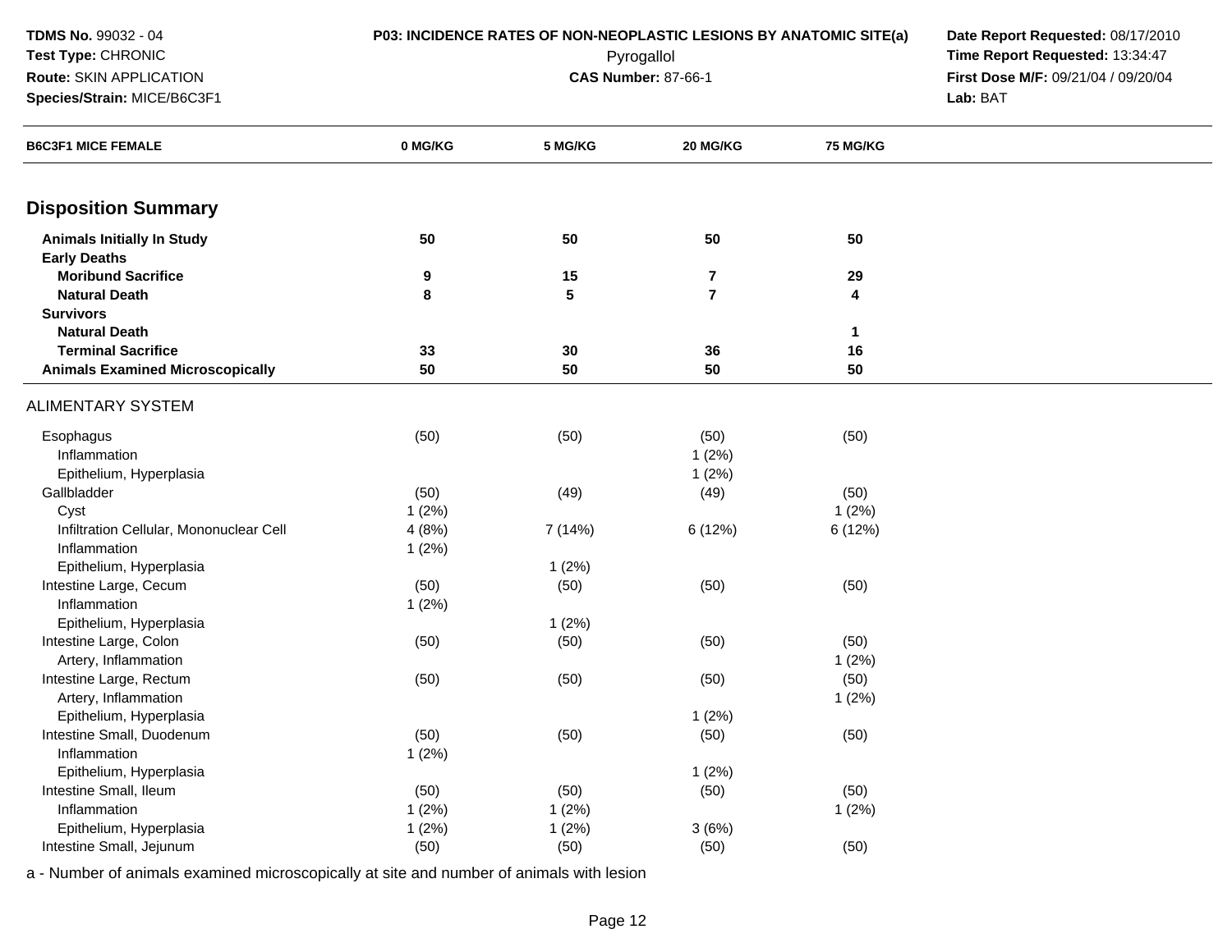**TDMS No.** 99032 - 04
**Test Type:** CHRONIC
**Route:** SKIN APPLICATION
**Species/Strain:** MICE/B6C3F1

**P03: INCIDENCE RATES OF NON-NEOPLASTIC LESIONS BY ANATOMIC SITE(a)**
Pyrogallol
**CAS Number:** 87-66-1

**Date Report Requested:** 08/17/2010
**Time Report Requested:** 13:34:47
**First Dose M/F:** 09/21/04 / 09/20/04
**Lab:** BAT

| B6C3F1 MICE FEMALE | 0 MG/KG | 5 MG/KG | 20 MG/KG | 75 MG/KG |
|---|---|---|---|---|
| **Disposition Summary** | | | | |
| **Animals Initially In Study** | **50** | **50** | **50** | **50** |
| **Early Deaths** | | | | |
| **Moribund Sacrifice** | **9** | **15** | **7** | **29** |
| **Natural Death** | **8** | **5** | **7** | **4** |
| **Survivors** | | | | |
| **Natural Death** | | | | **1** |
| **Terminal Sacrifice** | **33** | **30** | **36** | **16** |
| **Animals Examined Microscopically** | **50** | **50** | **50** | **50** |
| ALIMENTARY SYSTEM | | | | |
| Esophagus | (50) | (50) | (50) | (50) |
| Inflammation | | | 1 (2%) | |
| Epithelium, Hyperplasia | | | 1 (2%) | |
| Gallbladder | (50) | (49) | (49) | (50) |
| Cyst | 1 (2%) | | | 1 (2%) |
| Infiltration Cellular, Mononuclear Cell | 4 (8%) | 7 (14%) | 6 (12%) | 6 (12%) |
| Inflammation | 1 (2%) | | | |
| Epithelium, Hyperplasia | | 1 (2%) | | |
| Intestine Large, Cecum | (50) | (50) | (50) | (50) |
| Inflammation | 1 (2%) | | | |
| Epithelium, Hyperplasia | | 1 (2%) | | |
| Intestine Large, Colon | (50) | (50) | (50) | (50) |
| Artery, Inflammation | | | | 1 (2%) |
| Intestine Large, Rectum | (50) | (50) | (50) | (50) |
| Artery, Inflammation | | | | 1 (2%) |
| Epithelium, Hyperplasia | | | 1 (2%) | |
| Intestine Small, Duodenum | (50) | (50) | (50) | (50) |
| Inflammation | 1 (2%) | | | |
| Epithelium, Hyperplasia | | | 1 (2%) | |
| Intestine Small, Ileum | (50) | (50) | (50) | (50) |
| Inflammation | 1 (2%) | 1 (2%) | | 1 (2%) |
| Epithelium, Hyperplasia | 1 (2%) | 1 (2%) | 3 (6%) | |
| Intestine Small, Jejunum | (50) | (50) | (50) | (50) |

a - Number of animals examined microscopically at site and number of animals with lesion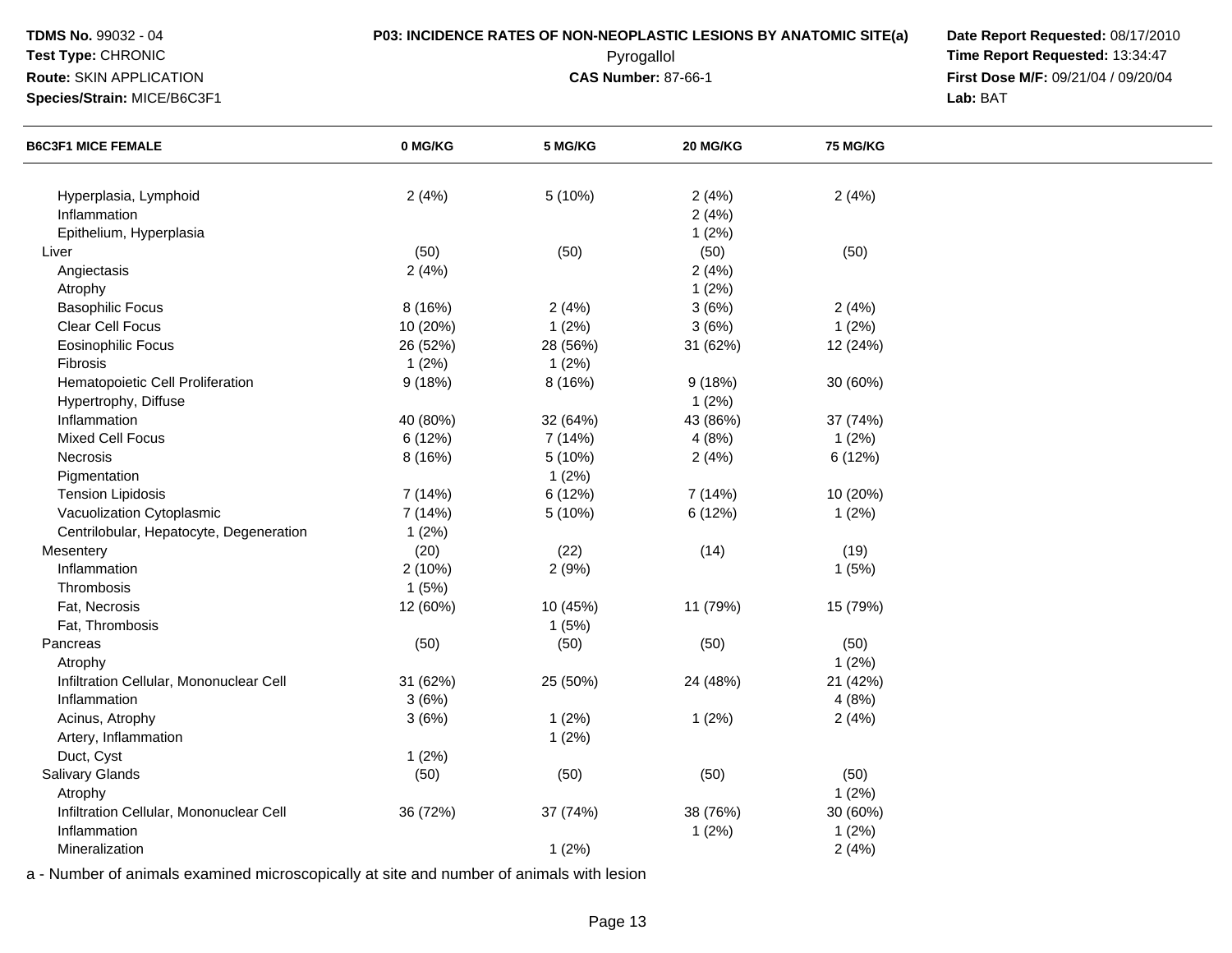| B6C3F1 MICE FEMALE | 0 MG/KG | 5 MG/KG | 20 MG/KG | 75 MG/KG |
|---|---|---|---|---|
| Hyperplasia, Lymphoid | 2 (4%) | 5 (10%) | 2 (4%) | 2 (4%) |
| Inflammation | | | 2 (4%) | |
| Epithelium, Hyperplasia | | | 1 (2%) | |
| Liver | (50) | (50) | (50) | (50) |
| Angiectasis | 2 (4%) | | 2 (4%) | |
| Atrophy | | | 1 (2%) | |
| Basophilic Focus | 8 (16%) | 2 (4%) | 3 (6%) | 2 (4%) |
| Clear Cell Focus | 10 (20%) | 1 (2%) | 3 (6%) | 1 (2%) |
| Eosinophilic Focus | 26 (52%) | 28 (56%) | 31 (62%) | 12 (24%) |
| Fibrosis | 1 (2%) | 1 (2%) | | |
| Hematopoietic Cell Proliferation | 9 (18%) | 8 (16%) | 9 (18%) | 30 (60%) |
| Hypertrophy, Diffuse | | | 1 (2%) | |
| Inflammation | 40 (80%) | 32 (64%) | 43 (86%) | 37 (74%) |
| Mixed Cell Focus | 6 (12%) | 7 (14%) | 4 (8%) | 1 (2%) |
| Necrosis | 8 (16%) | 5 (10%) | 2 (4%) | 6 (12%) |
| Pigmentation | | 1 (2%) | | |
| Tension Lipidosis | 7 (14%) | 6 (12%) | 7 (14%) | 10 (20%) |
| Vacuolization Cytoplasmic | 7 (14%) | 5 (10%) | 6 (12%) | 1 (2%) |
| Centrilobular, Hepatocyte, Degeneration | 1 (2%) | | | |
| Mesentery | (20) | (22) | (14) | (19) |
| Inflammation | 2 (10%) | 2 (9%) | | 1 (5%) |
| Thrombosis | 1 (5%) | | | |
| Fat, Necrosis | 12 (60%) | 10 (45%) | 11 (79%) | 15 (79%) |
| Fat, Thrombosis | | 1 (5%) | | |
| Pancreas | (50) | (50) | (50) | (50) |
| Atrophy | | | | 1 (2%) |
| Infiltration Cellular, Mononuclear Cell | 31 (62%) | 25 (50%) | 24 (48%) | 21 (42%) |
| Inflammation | 3 (6%) | | | 4 (8%) |
| Acinus, Atrophy | 3 (6%) | 1 (2%) | 1 (2%) | 2 (4%) |
| Artery, Inflammation | | 1 (2%) | | |
| Duct, Cyst | 1 (2%) | | | |
| Salivary Glands | (50) | (50) | (50) | (50) |
| Atrophy | | | | 1 (2%) |
| Infiltration Cellular, Mononuclear Cell | 36 (72%) | 37 (74%) | 38 (76%) | 30 (60%) |
| Inflammation | | | 1 (2%) | 1 (2%) |
| Mineralization | | 1 (2%) | | 2 (4%) |

a - Number of animals examined microscopically at site and number of animals with lesion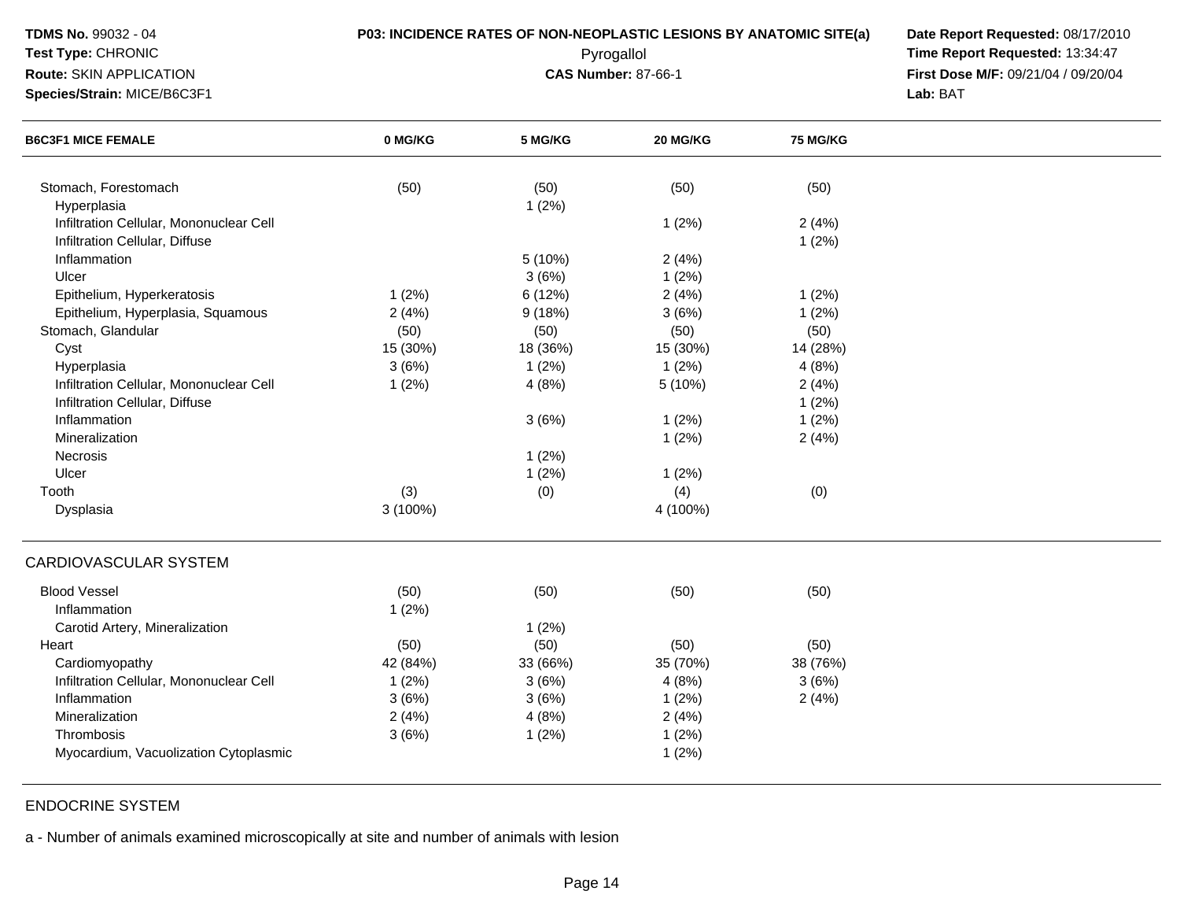**TDMS No.** 99032 - 04
**Test Type:** CHRONIC
**Route:** SKIN APPLICATION
**Species/Strain:** MICE/B6C3F1

**P03: INCIDENCE RATES OF NON-NEOPLASTIC LESIONS BY ANATOMIC SITE(a)**
Pyrogallol
**CAS Number:** 87-66-1

**Date Report Requested:** 08/17/2010
**Time Report Requested:** 13:34:47
**First Dose M/F:** 09/21/04 / 09/20/04
**Lab:** BAT

| B6C3F1 MICE FEMALE | 0 MG/KG | 5 MG/KG | 20 MG/KG | 75 MG/KG |
|---|---|---|---|---|
| Stomach, Forestomach | (50) | (50) | (50) | (50) |
| Hyperplasia | | 1 (2%) | | |
| Infiltration Cellular, Mononuclear Cell | | | 1 (2%) | 2 (4%) |
| Infiltration Cellular, Diffuse | | | | 1 (2%) |
| Inflammation | | 5 (10%) | 2 (4%) | |
| Ulcer | | 3 (6%) | 1 (2%) | |
| Epithelium, Hyperkeratosis | 1 (2%) | 6 (12%) | 2 (4%) | 1 (2%) |
| Epithelium, Hyperplasia, Squamous | 2 (4%) | 9 (18%) | 3 (6%) | 1 (2%) |
| Stomach, Glandular | (50) | (50) | (50) | (50) |
| Cyst | 15 (30%) | 18 (36%) | 15 (30%) | 14 (28%) |
| Hyperplasia | 3 (6%) | 1 (2%) | 1 (2%) | 4 (8%) |
| Infiltration Cellular, Mononuclear Cell | 1 (2%) | 4 (8%) | 5 (10%) | 2 (4%) |
| Infiltration Cellular, Diffuse | | | | 1 (2%) |
| Inflammation | | 3 (6%) | 1 (2%) | 1 (2%) |
| Mineralization | | | 1 (2%) | 2 (4%) |
| Necrosis | | 1 (2%) | | |
| Ulcer | | 1 (2%) | 1 (2%) | |
| Tooth | (3) | (0) | (4) | (0) |
| Dysplasia | 3 (100%) | | 4 (100%) | |
| **CARDIOVASCULAR SYSTEM** | | | | |
| Blood Vessel | (50) | (50) | (50) | (50) |
| Inflammation | 1 (2%) | | | |
| Carotid Artery, Mineralization | | 1 (2%) | | |
| Heart | (50) | (50) | (50) | (50) |
| Cardiomyopathy | 42 (84%) | 33 (66%) | 35 (70%) | 38 (76%) |
| Infiltration Cellular, Mononuclear Cell | 1 (2%) | 3 (6%) | 4 (8%) | 3 (6%) |
| Inflammation | 3 (6%) | 3 (6%) | 1 (2%) | 2 (4%) |
| Mineralization | 2 (4%) | 4 (8%) | 2 (4%) | |
| Thrombosis | 3 (6%) | 1 (2%) | 1 (2%) | |
| Myocardium, Vacuolization Cytoplasmic | | | 1 (2%) | |
| **ENDOCRINE SYSTEM** | | | | |

a - Number of animals examined microscopically at site and number of animals with lesion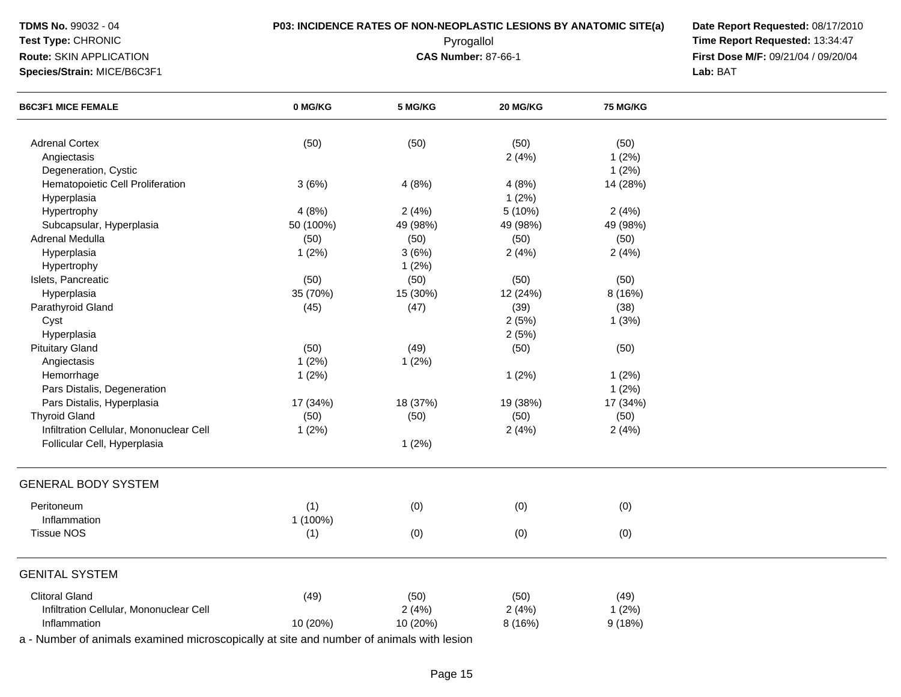**TDMS No.** 99032 - 04
**Test Type:** CHRONIC
**Route:** SKIN APPLICATION
**Species/Strain:** MICE/B6C3F1

**P03: INCIDENCE RATES OF NON-NEOPLASTIC LESIONS BY ANATOMIC SITE(a)**
Pyrogallol
**CAS Number:** 87-66-1

**Date Report Requested:** 08/17/2010
**Time Report Requested:** 13:34:47
**First Dose M/F:** 09/21/04 / 09/20/04
**Lab:** BAT

| B6C3F1 MICE FEMALE | 0 MG/KG | 5 MG/KG | 20 MG/KG | 75 MG/KG |
|---|---|---|---|---|
| Adrenal Cortex | (50) | (50) | (50) | (50) |
| Angiectasis | | | 2 (4%) | 1 (2%) |
| Degeneration, Cystic | | | | 1 (2%) |
| Hematopoietic Cell Proliferation | 3 (6%) | 4 (8%) | 4 (8%) | 14 (28%) |
| Hyperplasia | | | 1 (2%) | |
| Hypertrophy | 4 (8%) | 2 (4%) | 5 (10%) | 2 (4%) |
| Subcapsular, Hyperplasia | 50 (100%) | 49 (98%) | 49 (98%) | 49 (98%) |
| Adrenal Medulla | (50) | (50) | (50) | (50) |
| Hyperplasia | 1 (2%) | 3 (6%) | 2 (4%) | 2 (4%) |
| Hypertrophy | | 1 (2%) | | |
| Islets, Pancreatic | (50) | (50) | (50) | (50) |
| Hyperplasia | 35 (70%) | 15 (30%) | 12 (24%) | 8 (16%) |
| Parathyroid Gland | (45) | (47) | (39) | (38) |
| Cyst | | | 2 (5%) | 1 (3%) |
| Hyperplasia | | | 2 (5%) | |
| Pituitary Gland | (50) | (49) | (50) | (50) |
| Angiectasis | 1 (2%) | 1 (2%) | | |
| Hemorrhage | 1 (2%) | | 1 (2%) | 1 (2%) |
| Pars Distalis, Degeneration | | | | 1 (2%) |
| Pars Distalis, Hyperplasia | 17 (34%) | 18 (37%) | 19 (38%) | 17 (34%) |
| Thyroid Gland | (50) | (50) | (50) | (50) |
| Infiltration Cellular, Mononuclear Cell | 1 (2%) | | 2 (4%) | 2 (4%) |
| Follicular Cell, Hyperplasia | | 1 (2%) | | |

## GENERAL BODY SYSTEM

| | 0 MG/KG | 5 MG/KG | 20 MG/KG | 75 MG/KG |
|---|---|---|---|---|
| Peritoneum | (1) | (0) | (0) | (0) |
| Inflammation | 1 (100%) | | | |
| Tissue NOS | (1) | (0) | (0) | (0) |

## GENITAL SYSTEM

| | 0 MG/KG | 5 MG/KG | 20 MG/KG | 75 MG/KG |
|---|---|---|---|---|
| Clitoral Gland | (49) | (50) | (50) | (49) |
| Infiltration Cellular, Mononuclear Cell | | 2 (4%) | 2 (4%) | 1 (2%) |
| Inflammation | 10 (20%) | 10 (20%) | 8 (16%) | 9 (18%) |

a - Number of animals examined microscopically at site and number of animals with lesion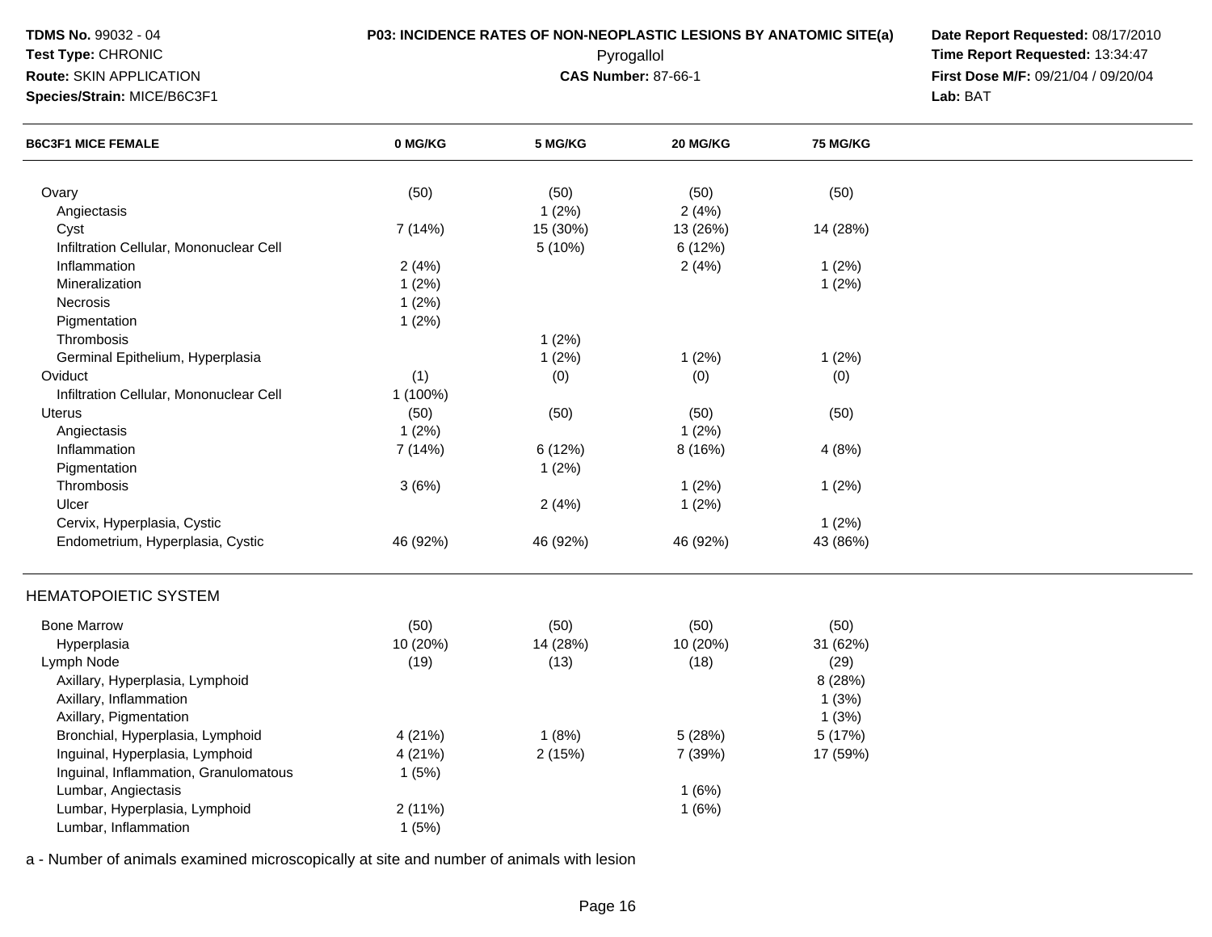**TDMS No.** 99032 - 04
**Test Type:** CHRONIC
**Route:** SKIN APPLICATION
**Species/Strain:** MICE/B6C3F1

**P03: INCIDENCE RATES OF NON-NEOPLASTIC LESIONS BY ANATOMIC SITE(a)**
Pyrogallol
**CAS Number:** 87-66-1

**Date Report Requested:** 08/17/2010
**Time Report Requested:** 13:34:47
**First Dose M/F:** 09/21/04 / 09/20/04
**Lab:** BAT

| B6C3F1 MICE FEMALE | 0 MG/KG | 5 MG/KG | 20 MG/KG | 75 MG/KG |
|---|---|---|---|---|
| Ovary | (50) | (50) | (50) | (50) |
| Angiectasis | | 1 (2%) | 2 (4%) | |
| Cyst | 7 (14%) | 15 (30%) | 13 (26%) | 14 (28%) |
| Infiltration Cellular, Mononuclear Cell | | 5 (10%) | 6 (12%) | |
| Inflammation | 2 (4%) | | 2 (4%) | 1 (2%) |
| Mineralization | 1 (2%) | | | 1 (2%) |
| Necrosis | 1 (2%) | | | |
| Pigmentation | 1 (2%) | | | |
| Thrombosis | | 1 (2%) | | |
| Germinal Epithelium, Hyperplasia | | 1 (2%) | 1 (2%) | 1 (2%) |
| Oviduct | (1) | (0) | (0) | (0) |
| Infiltration Cellular, Mononuclear Cell | 1 (100%) | | | |
| Uterus | (50) | (50) | (50) | (50) |
| Angiectasis | 1 (2%) | | 1 (2%) | |
| Inflammation | 7 (14%) | 6 (12%) | 8 (16%) | 4 (8%) |
| Pigmentation | | 1 (2%) | | |
| Thrombosis | 3 (6%) | | 1 (2%) | 1 (2%) |
| Ulcer | | 2 (4%) | 1 (2%) | |
| Cervix, Hyperplasia, Cystic | | | | 1 (2%) |
| Endometrium, Hyperplasia, Cystic | 46 (92%) | 46 (92%) | 46 (92%) | 43 (86%) |
| **HEMATOPOIETIC SYSTEM** | | | | |
| Bone Marrow | (50) | (50) | (50) | (50) |
| Hyperplasia | 10 (20%) | 14 (28%) | 10 (20%) | 31 (62%) |
| Lymph Node | (19) | (13) | (18) | (29) |
| Axillary, Hyperplasia, Lymphoid | | | | 8 (28%) |
| Axillary, Inflammation | | | | 1 (3%) |
| Axillary, Pigmentation | | | | 1 (3%) |
| Bronchial, Hyperplasia, Lymphoid | 4 (21%) | 1 (8%) | 5 (28%) | 5 (17%) |
| Inguinal, Hyperplasia, Lymphoid | 4 (21%) | 2 (15%) | 7 (39%) | 17 (59%) |
| Inguinal, Inflammation, Granulomatous | 1 (5%) | | | |
| Lumbar, Angiectasis | | | 1 (6%) | |
| Lumbar, Hyperplasia, Lymphoid | 2 (11%) | | 1 (6%) | |
| Lumbar, Inflammation | 1 (5%) | | | |

a - Number of animals examined microscopically at site and number of animals with lesion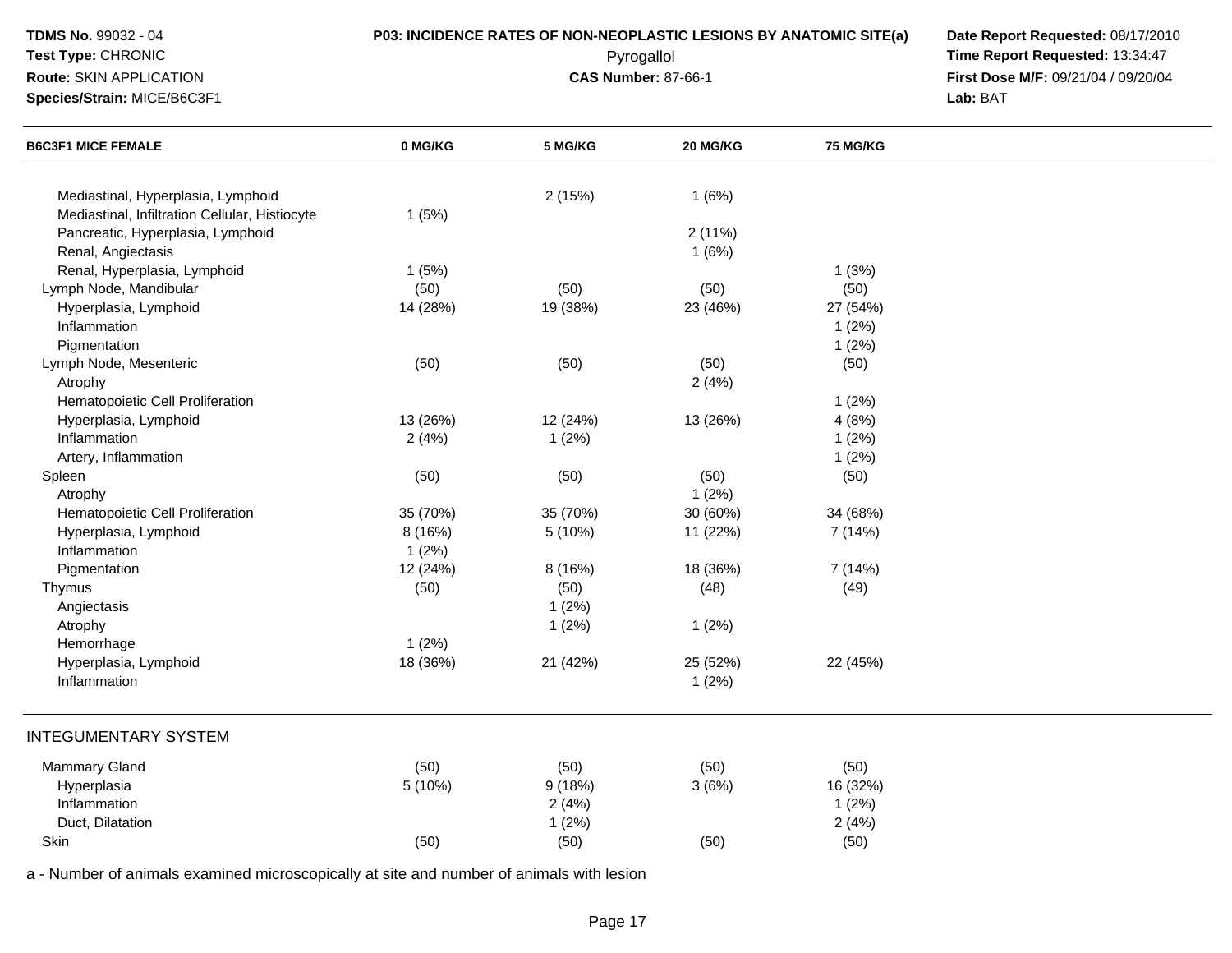| B6C3F1 MICE FEMALE | 0 MG/KG | 5 MG/KG | 20 MG/KG | 75 MG/KG |
|---|---|---|---|---|
| Mediastinal, Hyperplasia, Lymphoid | | 2 (15%) | 1 (6%) | |
| Mediastinal, Infiltration Cellular, Histiocyte | 1 (5%) | | | |
| Pancreatic, Hyperplasia, Lymphoid | | | 2 (11%) | |
| Renal, Angiectasis | | | 1 (6%) | |
| Renal, Hyperplasia, Lymphoid | 1 (5%) | | | 1 (3%) |
| Lymph Node, Mandibular | (50) | (50) | (50) | (50) |
| Hyperplasia, Lymphoid | 14 (28%) | 19 (38%) | 23 (46%) | 27 (54%) |
| Inflammation | | | | 1 (2%) |
| Pigmentation | | | | 1 (2%) |
| Lymph Node, Mesenteric | (50) | (50) | (50) | (50) |
| Atrophy | | | 2 (4%) | |
| Hematopoietic Cell Proliferation | | | | 1 (2%) |
| Hyperplasia, Lymphoid | 13 (26%) | 12 (24%) | 13 (26%) | 4 (8%) |
| Inflammation | 2 (4%) | 1 (2%) | | 1 (2%) |
| Artery, Inflammation | | | | 1 (2%) |
| Spleen | (50) | (50) | (50) | (50) |
| Atrophy | | | 1 (2%) | |
| Hematopoietic Cell Proliferation | 35 (70%) | 35 (70%) | 30 (60%) | 34 (68%) |
| Hyperplasia, Lymphoid | 8 (16%) | 5 (10%) | 11 (22%) | 7 (14%) |
| Inflammation | 1 (2%) | | | |
| Pigmentation | 12 (24%) | 8 (16%) | 18 (36%) | 7 (14%) |
| Thymus | (50) | (50) | (48) | (49) |
| Angiectasis | | 1 (2%) | | |
| Atrophy | | 1 (2%) | 1 (2%) | |
| Hemorrhage | 1 (2%) | | | |
| Hyperplasia, Lymphoid | 18 (36%) | 21 (42%) | 25 (52%) | 22 (45%) |
| Inflammation | | | 1 (2%) | |

INTEGUMENTARY SYSTEM

| B6C3F1 MICE FEMALE | 0 MG/KG | 5 MG/KG | 20 MG/KG | 75 MG/KG |
|---|---|---|---|---|
| Mammary Gland | (50) | (50) | (50) | (50) |
| Hyperplasia | 5 (10%) | 9 (18%) | 3 (6%) | 16 (32%) |
| Inflammation | | 2 (4%) | | 1 (2%) |
| Duct, Dilatation | | 1 (2%) | | 2 (4%) |
| Skin | (50) | (50) | (50) | (50) |

a - Number of animals examined microscopically at site and number of animals with lesion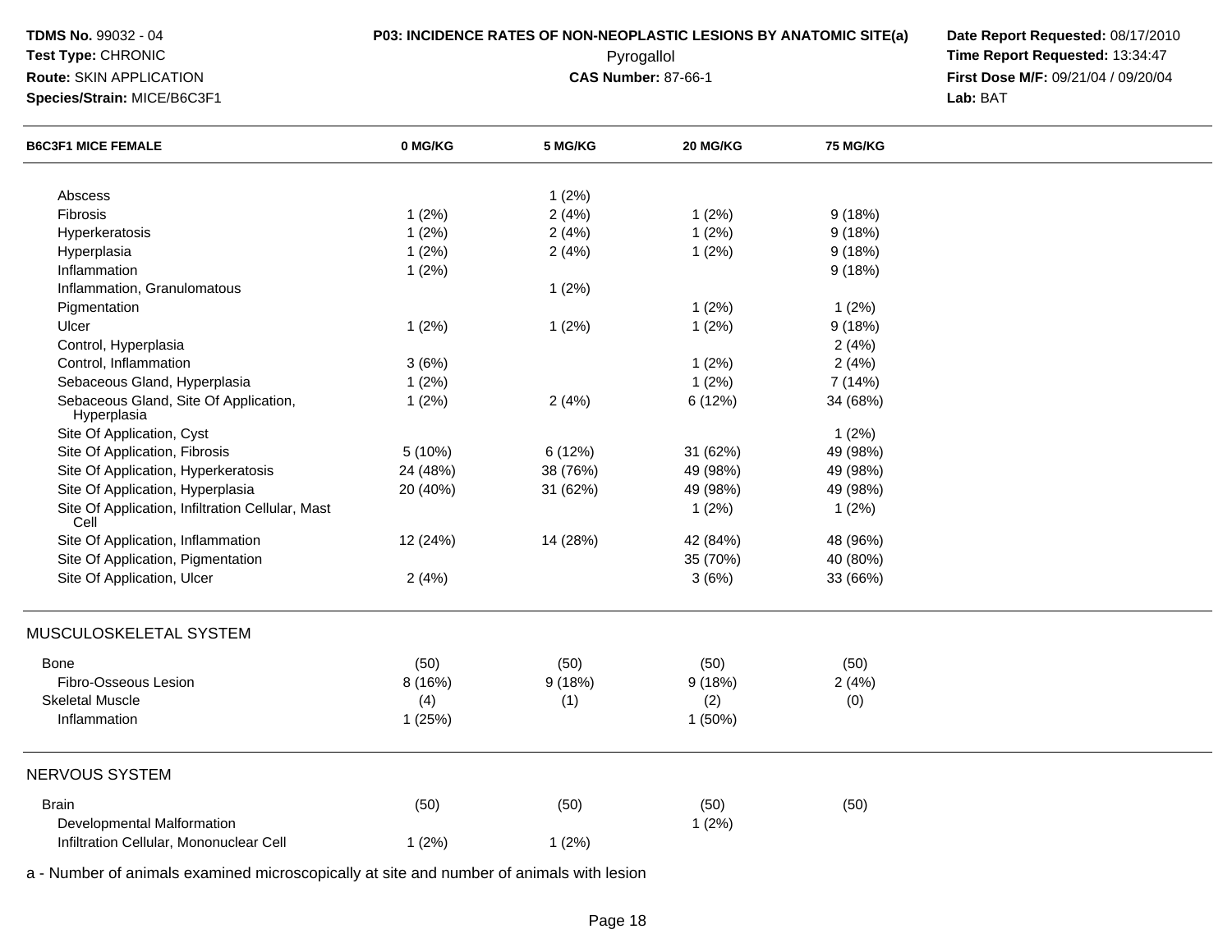**TDMS No.** 99032 - 04
**Test Type:** CHRONIC
**Route:** SKIN APPLICATION
**Species/Strain:** MICE/B6C3F1

**P03: INCIDENCE RATES OF NON-NEOPLASTIC LESIONS BY ANATOMIC SITE(a)**
Pyrogallol
**CAS Number:** 87-66-1

**Date Report Requested:** 08/17/2010
**Time Report Requested:** 13:34:47
**First Dose M/F:** 09/21/04 / 09/20/04
**Lab:** BAT

| B6C3F1 MICE FEMALE | 0 MG/KG | 5 MG/KG | 20 MG/KG | 75 MG/KG |
|---|---|---|---|---|
| Abscess | | 1 (2%) | | |
| Fibrosis | 1 (2%) | 2 (4%) | 1 (2%) | 9 (18%) |
| Hyperkeratosis | 1 (2%) | 2 (4%) | 1 (2%) | 9 (18%) |
| Hyperplasia | 1 (2%) | 2 (4%) | 1 (2%) | 9 (18%) |
| Inflammation | 1 (2%) | | | 9 (18%) |
| Inflammation, Granulomatous | | 1 (2%) | | |
| Pigmentation | | | 1 (2%) | 1 (2%) |
| Ulcer | 1 (2%) | 1 (2%) | 1 (2%) | 9 (18%) |
| Control, Hyperplasia | | | | 2 (4%) |
| Control, Inflammation | 3 (6%) | | 1 (2%) | 2 (4%) |
| Sebaceous Gland, Hyperplasia | 1 (2%) | | 1 (2%) | 7 (14%) |
| Sebaceous Gland, Site Of Application, Hyperplasia | 1 (2%) | 2 (4%) | 6 (12%) | 34 (68%) |
| Site Of Application, Cyst | | | | 1 (2%) |
| Site Of Application, Fibrosis | 5 (10%) | 6 (12%) | 31 (62%) | 49 (98%) |
| Site Of Application, Hyperkeratosis | 24 (48%) | 38 (76%) | 49 (98%) | 49 (98%) |
| Site Of Application, Hyperplasia | 20 (40%) | 31 (62%) | 49 (98%) | 49 (98%) |
| Site Of Application, Infiltration Cellular, Mast Cell | | | 1 (2%) | 1 (2%) |
| Site Of Application, Inflammation | 12 (24%) | 14 (28%) | 42 (84%) | 48 (96%) |
| Site Of Application, Pigmentation | | | 35 (70%) | 40 (80%) |
| Site Of Application, Ulcer | 2 (4%) | | 3 (6%) | 33 (66%) |
| **MUSCULOSKELETAL SYSTEM** | | | | |
| Bone | (50) | (50) | (50) | (50) |
| Fibro-Osseous Lesion | 8 (16%) | 9 (18%) | 9 (18%) | 2 (4%) |
| Skeletal Muscle | (4) | (1) | (2) | (0) |
| Inflammation | 1 (25%) | | 1 (50%) | |
| **NERVOUS SYSTEM** | | | | |
| Brain | (50) | (50) | (50) | (50) |
| Developmental Malformation | | | 1 (2%) | |
| Infiltration Cellular, Mononuclear Cell | 1 (2%) | 1 (2%) | | |

a - Number of animals examined microscopically at site and number of animals with lesion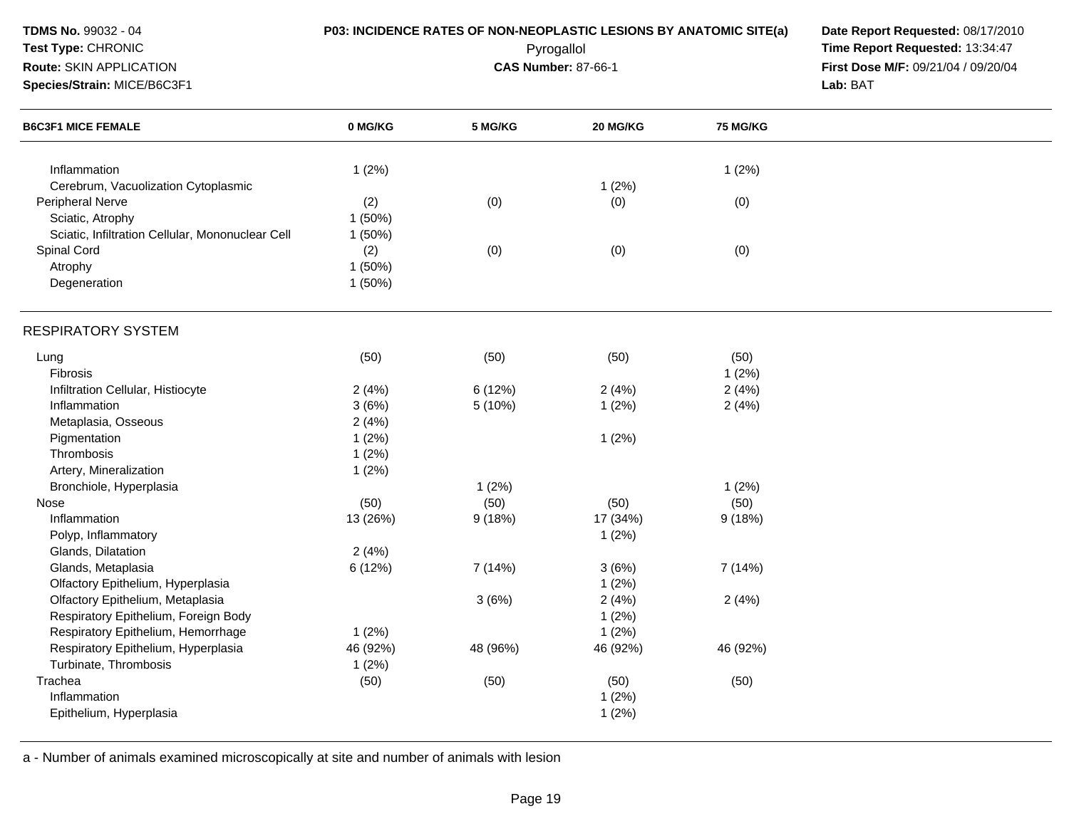**TDMS No.** 99032 - 04
**Test Type:** CHRONIC
**Route:** SKIN APPLICATION
**Species/Strain:** MICE/B6C3F1

**P03: INCIDENCE RATES OF NON-NEOPLASTIC LESIONS BY ANATOMIC SITE(a)**
Pyrogallol
**CAS Number:** 87-66-1

**Date Report Requested:** 08/17/2010
**Time Report Requested:** 13:34:47
**First Dose M/F:** 09/21/04 / 09/20/04
**Lab:** BAT

| B6C3F1 MICE FEMALE | 0 MG/KG | 5 MG/KG | 20 MG/KG | 75 MG/KG |
|---|---|---|---|---|
| Inflammation | 1 (2%) | | | 1 (2%) |
| Cerebrum, Vacuolization Cytoplasmic | | | 1 (2%) | |
| Peripheral Nerve | (2) | (0) | (0) | (0) |
| Sciatic, Atrophy | 1 (50%) | | | |
| Sciatic, Infiltration Cellular, Mononuclear Cell | 1 (50%) | | | |
| Spinal Cord | (2) | (0) | (0) | (0) |
| Atrophy | 1 (50%) | | | |
| Degeneration | 1 (50%) | | | |
| **RESPIRATORY SYSTEM** | | | | |
| Lung | (50) | (50) | (50) | (50) |
| Fibrosis | | | | 1 (2%) |
| Infiltration Cellular, Histiocyte | 2 (4%) | 6 (12%) | 2 (4%) | 2 (4%) |
| Inflammation | 3 (6%) | 5 (10%) | 1 (2%) | 2 (4%) |
| Metaplasia, Osseous | 2 (4%) | | | |
| Pigmentation | 1 (2%) | | 1 (2%) | |
| Thrombosis | 1 (2%) | | | |
| Artery, Mineralization | 1 (2%) | | | |
| Bronchiole, Hyperplasia | | 1 (2%) | | 1 (2%) |
| Nose | (50) | (50) | (50) | (50) |
| Inflammation | 13 (26%) | 9 (18%) | 17 (34%) | 9 (18%) |
| Polyp, Inflammatory | | | 1 (2%) | |
| Glands, Dilatation | 2 (4%) | | | |
| Glands, Metaplasia | 6 (12%) | 7 (14%) | 3 (6%) | 7 (14%) |
| Olfactory Epithelium, Hyperplasia | | | 1 (2%) | |
| Olfactory Epithelium, Metaplasia | | 3 (6%) | 2 (4%) | 2 (4%) |
| Respiratory Epithelium, Foreign Body | | | 1 (2%) | |
| Respiratory Epithelium, Hemorrhage | 1 (2%) | | 1 (2%) | |
| Respiratory Epithelium, Hyperplasia | 46 (92%) | 48 (96%) | 46 (92%) | 46 (92%) |
| Turbinate, Thrombosis | 1 (2%) | | | |
| Trachea | (50) | (50) | (50) | (50) |
| Inflammation | | | 1 (2%) | |
| Epithelium, Hyperplasia | | | 1 (2%) | |

a - Number of animals examined microscopically at site and number of animals with lesion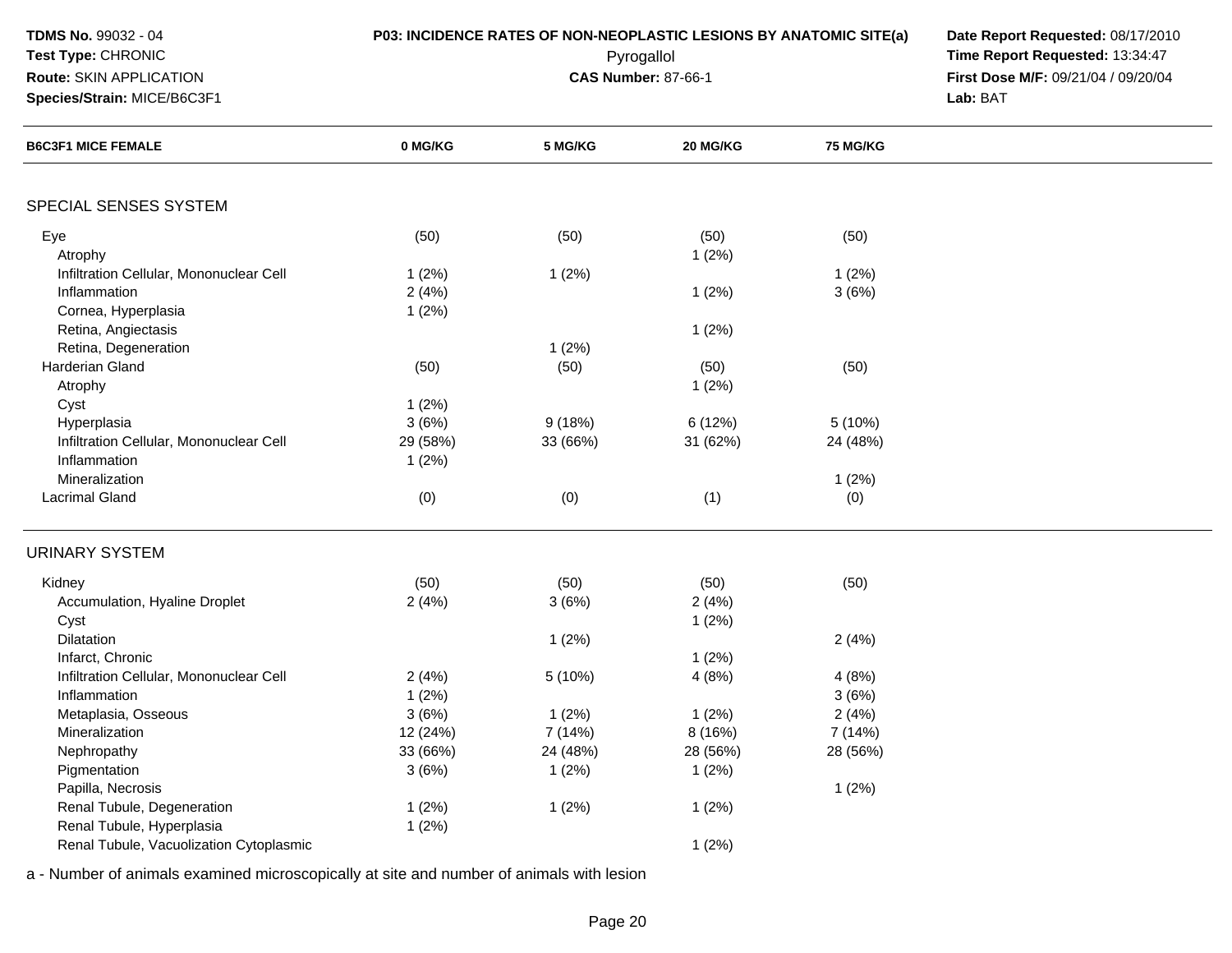**TDMS No.** 99032 - 04
**Test Type:** CHRONIC
**Route:** SKIN APPLICATION
**Species/Strain:** MICE/B6C3F1

**P03: INCIDENCE RATES OF NON-NEOPLASTIC LESIONS BY ANATOMIC SITE(a)**
Pyrogallol
**CAS Number:** 87-66-1

**Date Report Requested:** 08/17/2010
**Time Report Requested:** 13:34:47
**First Dose M/F:** 09/21/04 / 09/20/04
**Lab:** BAT

| B6C3F1 MICE FEMALE | 0 MG/KG | 5 MG/KG | 20 MG/KG | 75 MG/KG |
|---|---|---|---|---|
| **SPECIAL SENSES SYSTEM** | | | | |
| Eye | (50) | (50) | (50) | (50) |
| Atrophy | | | 1 (2%) | |
| Infiltration Cellular, Mononuclear Cell | 1 (2%) | 1 (2%) | | 1 (2%) |
| Inflammation | 2 (4%) | | 1 (2%) | 3 (6%) |
| Cornea, Hyperplasia | 1 (2%) | | | |
| Retina, Angiectasis | | | 1 (2%) | |
| Retina, Degeneration | | 1 (2%) | | |
| Harderian Gland | (50) | (50) | (50) | (50) |
| Atrophy | | | 1 (2%) | |
| Cyst | 1 (2%) | | | |
| Hyperplasia | 3 (6%) | 9 (18%) | 6 (12%) | 5 (10%) |
| Infiltration Cellular, Mononuclear Cell | 29 (58%) | 33 (66%) | 31 (62%) | 24 (48%) |
| Inflammation | 1 (2%) | | | |
| Mineralization | | | | 1 (2%) |
| Lacrimal Gland | (0) | (0) | (1) | (0) |
| **URINARY SYSTEM** | | | | |
| Kidney | (50) | (50) | (50) | (50) |
| Accumulation, Hyaline Droplet | 2 (4%) | 3 (6%) | 2 (4%) | |
| Cyst | | | 1 (2%) | |
| Dilatation | | 1 (2%) | | 2 (4%) |
| Infarct, Chronic | | | 1 (2%) | |
| Infiltration Cellular, Mononuclear Cell | 2 (4%) | 5 (10%) | 4 (8%) | 4 (8%) |
| Inflammation | 1 (2%) | | | 3 (6%) |
| Metaplasia, Osseous | 3 (6%) | 1 (2%) | 1 (2%) | 2 (4%) |
| Mineralization | 12 (24%) | 7 (14%) | 8 (16%) | 7 (14%) |
| Nephropathy | 33 (66%) | 24 (48%) | 28 (56%) | 28 (56%) |
| Pigmentation | 3 (6%) | 1 (2%) | 1 (2%) | |
| Papilla, Necrosis | | | | 1 (2%) |
| Renal Tubule, Degeneration | 1 (2%) | 1 (2%) | 1 (2%) | |
| Renal Tubule, Hyperplasia | 1 (2%) | | | |
| Renal Tubule, Vacuolization Cytoplasmic | | | 1 (2%) | |

a - Number of animals examined microscopically at site and number of animals with lesion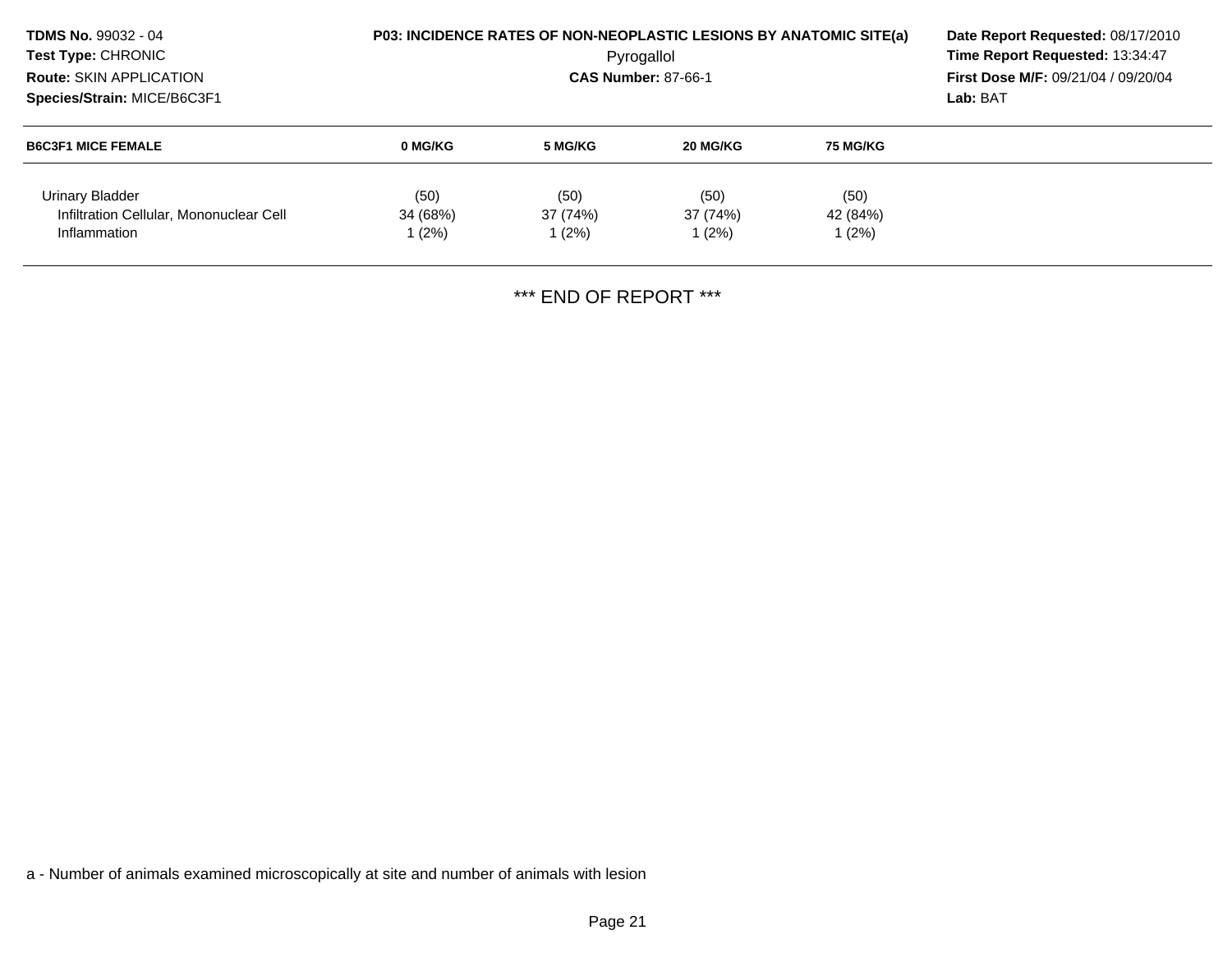**TDMS No.** 99032 - 04
**Test Type:** CHRONIC
**Route:** SKIN APPLICATION
**Species/Strain:** MICE/B6C3F1

**P03: INCIDENCE RATES OF NON-NEOPLASTIC LESIONS BY ANATOMIC SITE(a)**
Pyrogallol
**CAS Number:** 87-66-1

**Date Report Requested:** 08/17/2010
**Time Report Requested:** 13:34:47
**First Dose M/F:** 09/21/04 / 09/20/04
**Lab:** BAT

| B6C3F1 MICE FEMALE | 0 MG/KG | 5 MG/KG | 20 MG/KG | 75 MG/KG |
|---|---|---|---|---|
| Urinary Bladder | (50) | (50) | (50) | (50) |
| Infiltration Cellular, Mononuclear Cell | 34 (68%) | 37 (74%) | 37 (74%) | 42 (84%) |
| Inflammation | 1 (2%) | 1 (2%) | 1 (2%) | 1 (2%) |

*** END OF REPORT ***

a - Number of animals examined microscopically at site and number of animals with lesion